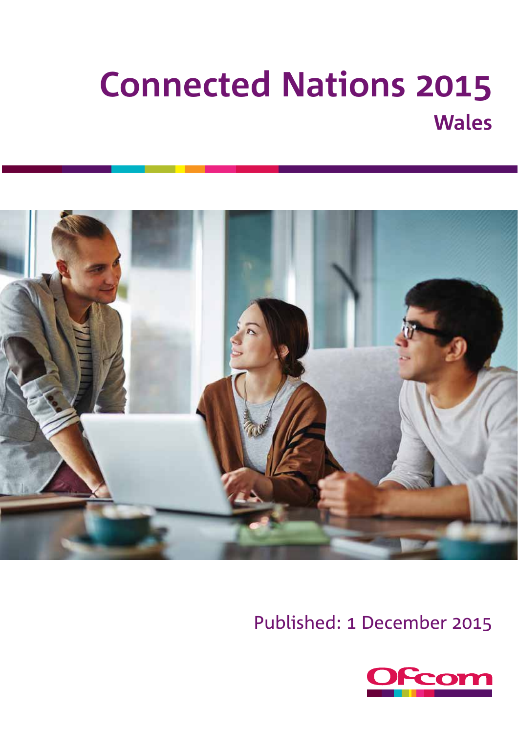# Connected Nations 2015

## Wales

Published: 1 December 2015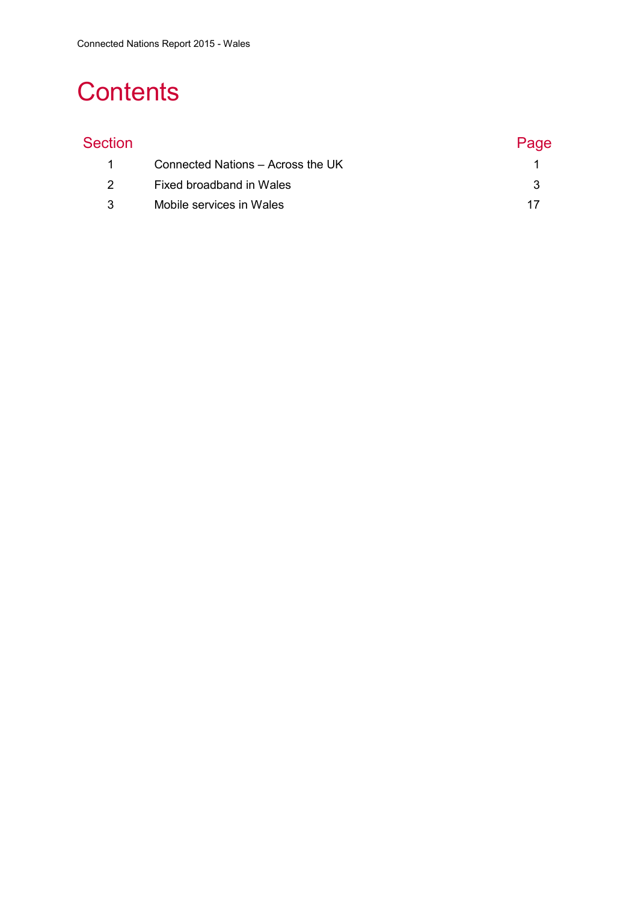# Contents

| Section | | Page |
|---|---|---|
| 1 | Connected Nations – Across the UK | 1 |
| 2 | Fixed broadband in Wales | 3 |
| 3 | Mobile services in Wales | 17 |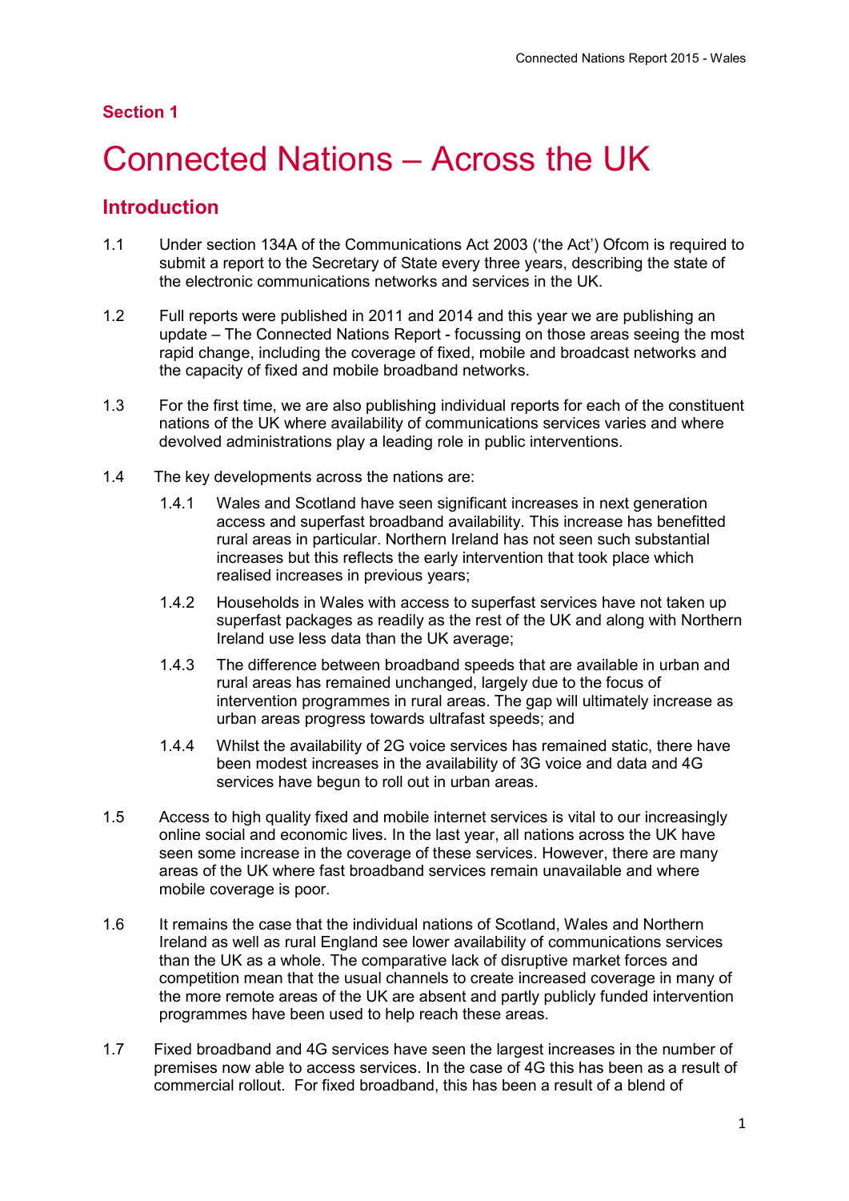## Section 1

# Connected Nations – Across the UK

## Introduction

1.1 Under section 134A of the Communications Act 2003 ('the Act') Ofcom is required to submit a report to the Secretary of State every three years, describing the state of the electronic communications networks and services in the UK.

1.2 Full reports were published in 2011 and 2014 and this year we are publishing an update – The Connected Nations Report - focussing on those areas seeing the most rapid change, including the coverage of fixed, mobile and broadcast networks and the capacity of fixed and mobile broadband networks.

1.3 For the first time, we are also publishing individual reports for each of the constituent nations of the UK where availability of communications services varies and where devolved administrations play a leading role in public interventions.

1.4 The key developments across the nations are:

1.4.1 Wales and Scotland have seen significant increases in next generation access and superfast broadband availability. This increase has benefitted rural areas in particular. Northern Ireland has not seen such substantial increases but this reflects the early intervention that took place which realised increases in previous years;

1.4.2 Households in Wales with access to superfast services have not taken up superfast packages as readily as the rest of the UK and along with Northern Ireland use less data than the UK average;

1.4.3 The difference between broadband speeds that are available in urban and rural areas has remained unchanged, largely due to the focus of intervention programmes in rural areas. The gap will ultimately increase as urban areas progress towards ultrafast speeds; and

1.4.4 Whilst the availability of 2G voice services has remained static, there have been modest increases in the availability of 3G voice and data and 4G services have begun to roll out in urban areas.

1.5 Access to high quality fixed and mobile internet services is vital to our increasingly online social and economic lives. In the last year, all nations across the UK have seen some increase in the coverage of these services. However, there are many areas of the UK where fast broadband services remain unavailable and where mobile coverage is poor.

1.6 It remains the case that the individual nations of Scotland, Wales and Northern Ireland as well as rural England see lower availability of communications services than the UK as a whole. The comparative lack of disruptive market forces and competition mean that the usual channels to create increased coverage in many of the more remote areas of the UK are absent and partly publicly funded intervention programmes have been used to help reach these areas.

1.7 Fixed broadband and 4G services have seen the largest increases in the number of premises now able to access services. In the case of 4G this has been as a result of commercial rollout. For fixed broadband, this has been a result of a blend of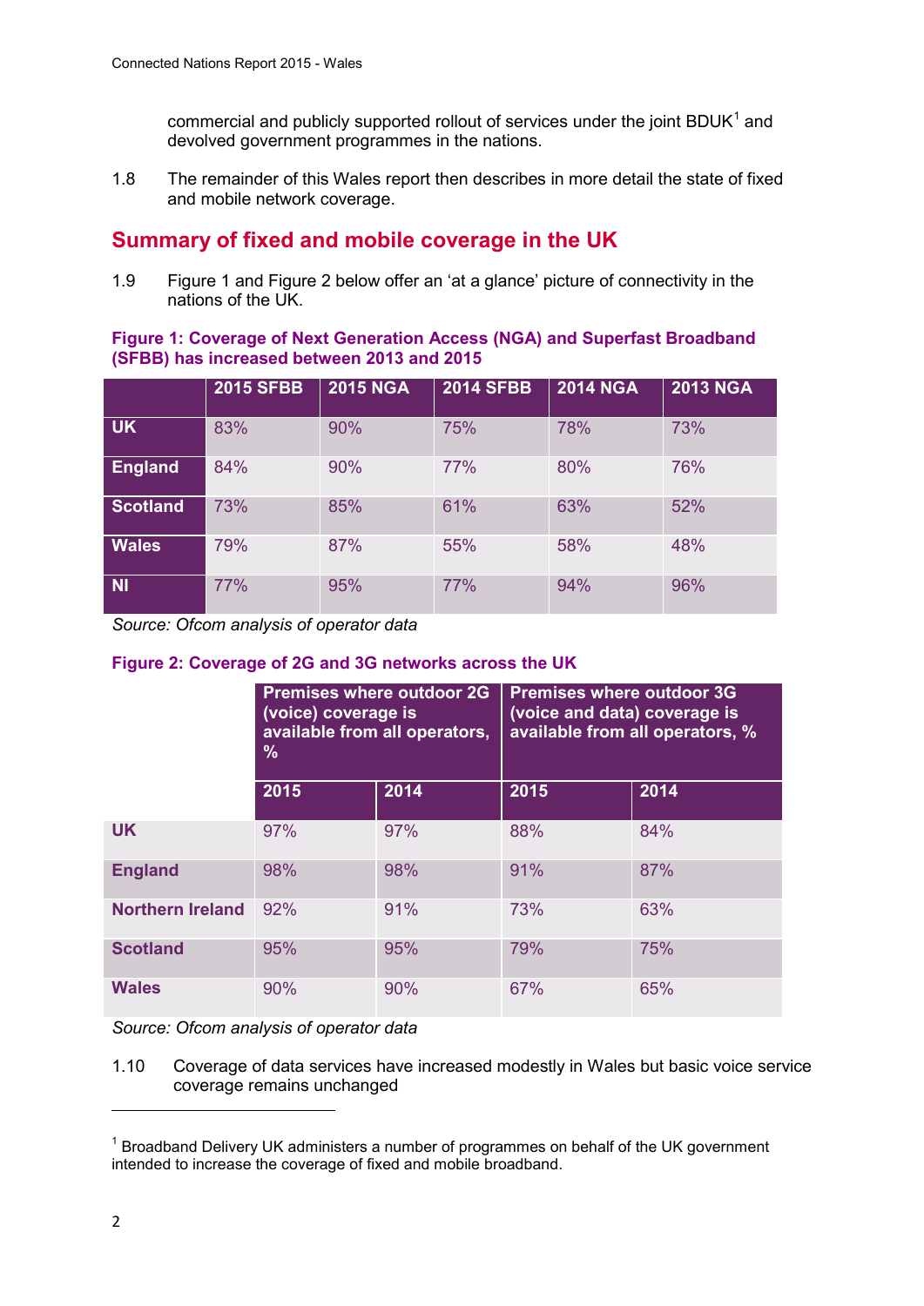commercial and publicly supported rollout of services under the joint BDUK[1] and devolved government programmes in the nations.

1.8 The remainder of this Wales report then describes in more detail the state of fixed and mobile network coverage.

## Summary of fixed and mobile coverage in the UK

1.9 Figure 1 and Figure 2 below offer an 'at a glance' picture of connectivity in the nations of the UK.

**Figure 1: Coverage of Next Generation Access (NGA) and Superfast Broadband (SFBB) has increased between 2013 and 2015**

| | 2015 SFBB | 2015 NGA | 2014 SFBB | 2014 NGA | 2013 NGA |
|---|---|---|---|---|---|
| UK | 83% | 90% | 75% | 78% | 73% |
| England | 84% | 90% | 77% | 80% | 76% |
| Scotland | 73% | 85% | 61% | 63% | 52% |
| Wales | 79% | 87% | 55% | 58% | 48% |
| NI | 77% | 95% | 77% | 94% | 96% |

*Source: Ofcom analysis of operator data*

**Figure 2: Coverage of 2G and 3G networks across the UK**

| | Premises where outdoor 2G (voice) coverage is available from all operators, % | | Premises where outdoor 3G (voice and data) coverage is available from all operators, % | |
|---|---|---|---|---|
| | 2015 | 2014 | 2015 | 2014 |
| UK | 97% | 97% | 88% | 84% |
| England | 98% | 98% | 91% | 87% |
| Northern Ireland | 92% | 91% | 73% | 63% |
| Scotland | 95% | 95% | 79% | 75% |
| Wales | 90% | 90% | 67% | 65% |

*Source: Ofcom analysis of operator data*

1.10 Coverage of data services have increased modestly in Wales but basic voice service coverage remains unchanged

[1] Broadband Delivery UK administers a number of programmes on behalf of the UK government intended to increase the coverage of fixed and mobile broadband.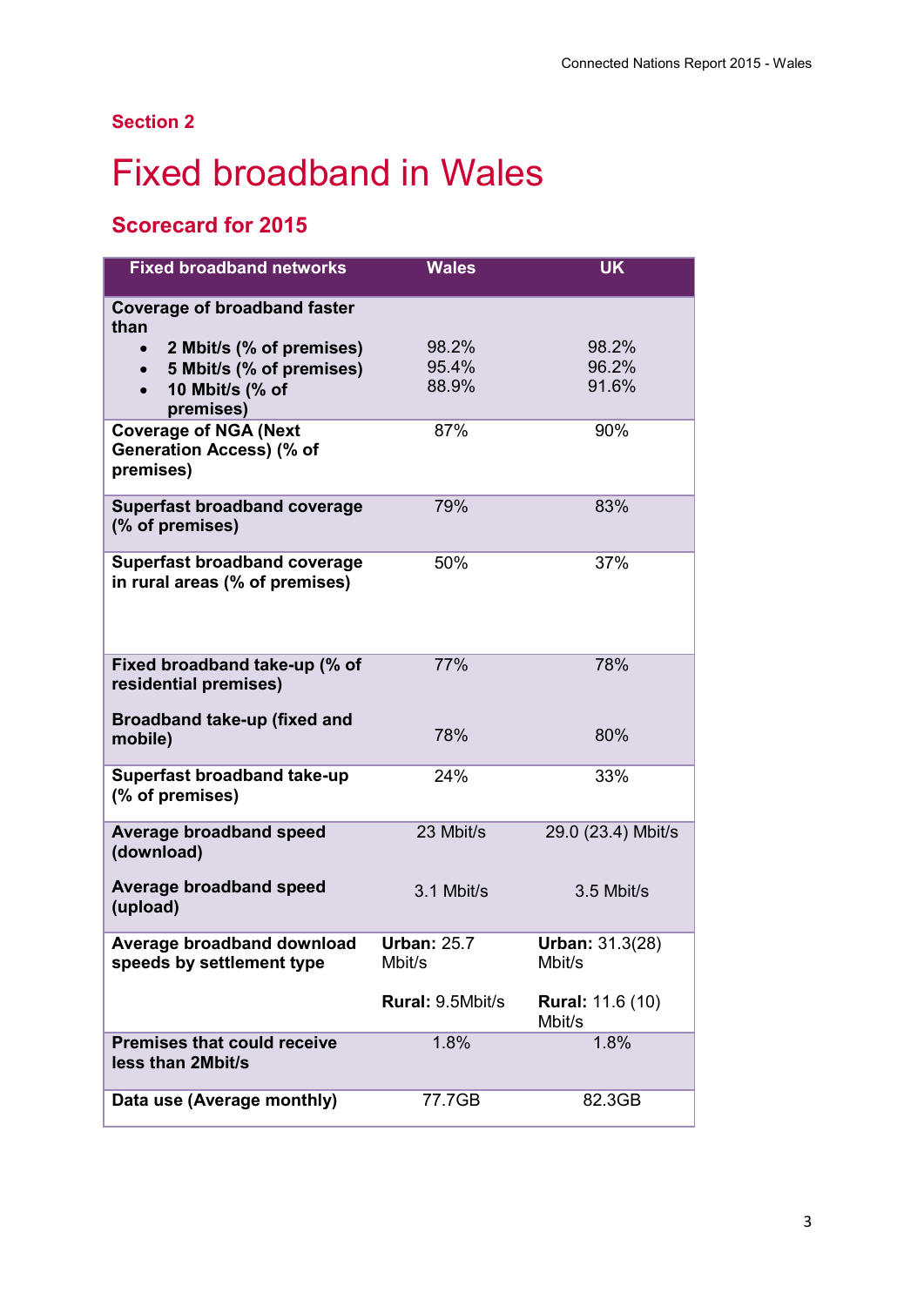## Section 2

# Fixed broadband in Wales

### Scorecard for 2015

| Fixed broadband networks | Wales | UK |
|---|---|---|
| **Coverage of broadband faster than**<br>• **2 Mbit/s (% of premises)**<br>• **5 Mbit/s (% of premises)**<br>• **10 Mbit/s (% of premises)** | <br>98.2%<br>95.4%<br>88.9% | <br>98.2%<br>96.2%<br>91.6% |
| **Coverage of NGA (Next Generation Access) (% of premises)** | 87% | 90% |
| **Superfast broadband coverage (% of premises)** | 79% | 83% |
| **Superfast broadband coverage in rural areas (% of premises)** | 50% | 37% |
| **Fixed broadband take-up (% of residential premises)** | 77% | 78% |
| **Broadband take-up (fixed and mobile)** | 78% | 80% |
| **Superfast broadband take-up (% of premises)** | 24% | 33% |
| **Average broadband speed (download)** | 23 Mbit/s | 29.0 (23.4) Mbit/s |
| **Average broadband speed (upload)** | 3.1 Mbit/s | 3.5 Mbit/s |
| **Average broadband download speeds by settlement type** | **Urban:** 25.7 Mbit/s<br><br>**Rural:** 9.5Mbit/s | **Urban:** 31.3(28) Mbit/s<br><br>**Rural:** 11.6 (10) Mbit/s |
| **Premises that could receive less than 2Mbit/s** | 1.8% | 1.8% |
| **Data use (Average monthly)** | 77.7GB | 82.3GB |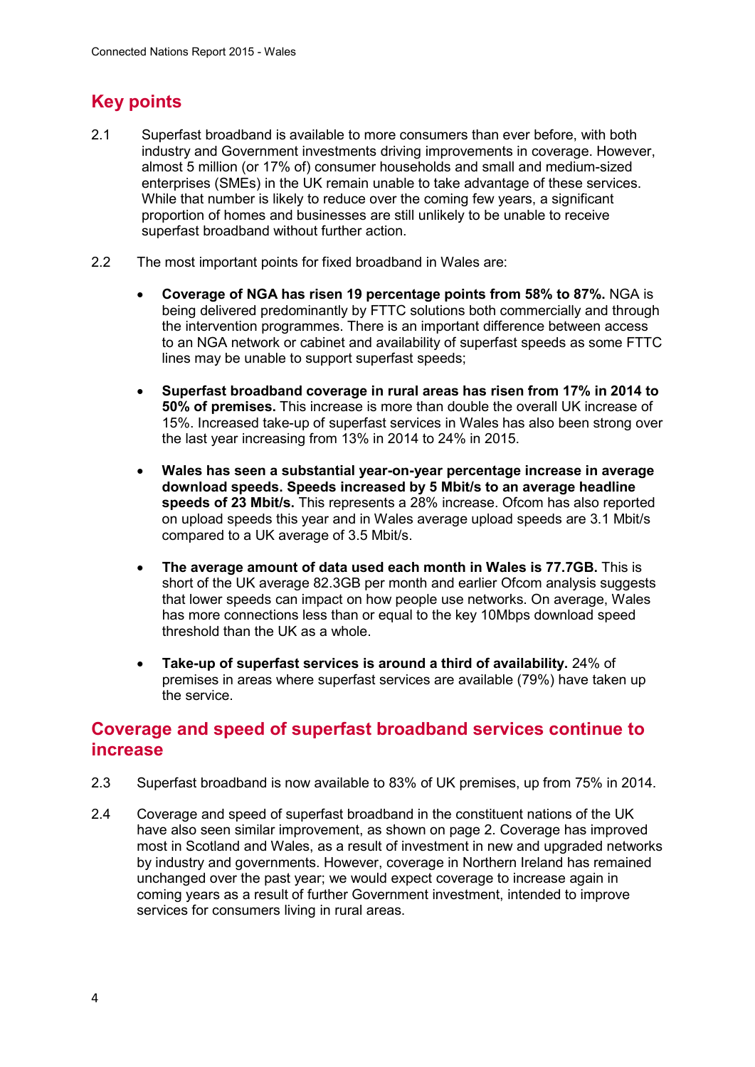## Key points

2.1 Superfast broadband is available to more consumers than ever before, with both industry and Government investments driving improvements in coverage. However, almost 5 million (or 17% of) consumer households and small and medium-sized enterprises (SMEs) in the UK remain unable to take advantage of these services. While that number is likely to reduce over the coming few years, a significant proportion of homes and businesses are still unlikely to be unable to receive superfast broadband without further action.

2.2 The most important points for fixed broadband in Wales are:

- **Coverage of NGA has risen 19 percentage points from 58% to 87%.** NGA is being delivered predominantly by FTTC solutions both commercially and through the intervention programmes. There is an important difference between access to an NGA network or cabinet and availability of superfast speeds as some FTTC lines may be unable to support superfast speeds;

- **Superfast broadband coverage in rural areas has risen from 17% in 2014 to 50% of premises.** This increase is more than double the overall UK increase of 15%. Increased take-up of superfast services in Wales has also been strong over the last year increasing from 13% in 2014 to 24% in 2015.

- **Wales has seen a substantial year-on-year percentage increase in average download speeds. Speeds increased by 5 Mbit/s to an average headline speeds of 23 Mbit/s.** This represents a 28% increase. Ofcom has also reported on upload speeds this year and in Wales average upload speeds are 3.1 Mbit/s compared to a UK average of 3.5 Mbit/s.

- **The average amount of data used each month in Wales is 77.7GB.** This is short of the UK average 82.3GB per month and earlier Ofcom analysis suggests that lower speeds can impact on how people use networks. On average, Wales has more connections less than or equal to the key 10Mbps download speed threshold than the UK as a whole.

- **Take-up of superfast services is around a third of availability.** 24% of premises in areas where superfast services are available (79%) have taken up the service.

## Coverage and speed of superfast broadband services continue to increase

2.3 Superfast broadband is now available to 83% of UK premises, up from 75% in 2014.

2.4 Coverage and speed of superfast broadband in the constituent nations of the UK have also seen similar improvement, as shown on page 2. Coverage has improved most in Scotland and Wales, as a result of investment in new and upgraded networks by industry and governments. However, coverage in Northern Ireland has remained unchanged over the past year; we would expect coverage to increase again in coming years as a result of further Government investment, intended to improve services for consumers living in rural areas.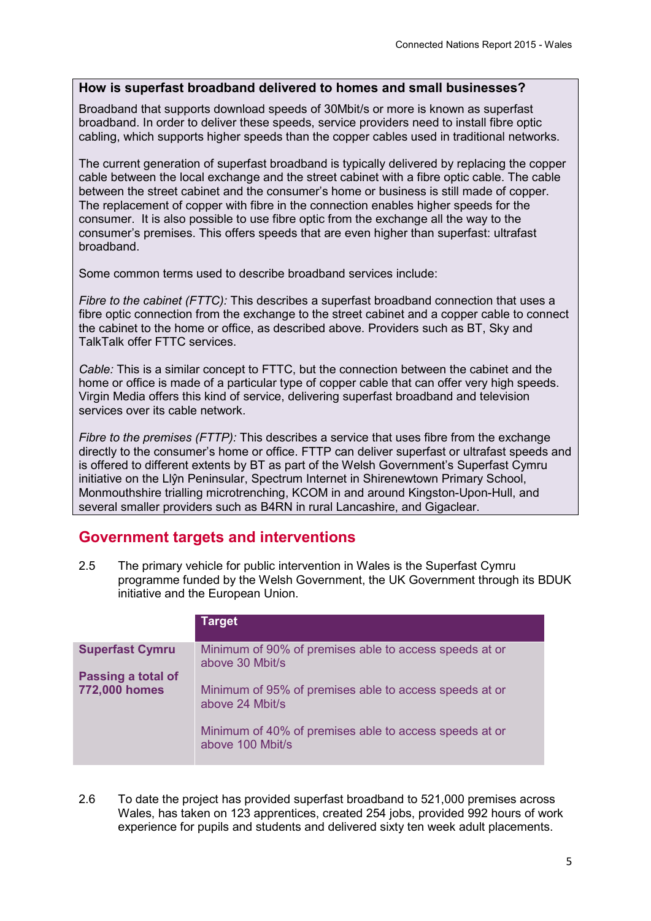**How is superfast broadband delivered to homes and small businesses?**

Broadband that supports download speeds of 30Mbit/s or more is known as superfast broadband. In order to deliver these speeds, service providers need to install fibre optic cabling, which supports higher speeds than the copper cables used in traditional networks.

The current generation of superfast broadband is typically delivered by replacing the copper cable between the local exchange and the street cabinet with a fibre optic cable. The cable between the street cabinet and the consumer's home or business is still made of copper. The replacement of copper with fibre in the connection enables higher speeds for the consumer. It is also possible to use fibre optic from the exchange all the way to the consumer's premises. This offers speeds that are even higher than superfast: ultrafast broadband.

Some common terms used to describe broadband services include:

*Fibre to the cabinet (FTTC):* This describes a superfast broadband connection that uses a fibre optic connection from the exchange to the street cabinet and a copper cable to connect the cabinet to the home or office, as described above. Providers such as BT, Sky and TalkTalk offer FTTC services.

*Cable:* This is a similar concept to FTTC, but the connection between the cabinet and the home or office is made of a particular type of copper cable that can offer very high speeds. Virgin Media offers this kind of service, delivering superfast broadband and television services over its cable network.

*Fibre to the premises (FTTP):* This describes a service that uses fibre from the exchange directly to the consumer's home or office. FTTP can deliver superfast or ultrafast speeds and is offered to different extents by BT as part of the Welsh Government's Superfast Cymru initiative on the Llŷn Peninsular, Spectrum Internet in Shirenewtown Primary School, Monmouthshire trialling microtrenching, KCOM in and around Kingston-Upon-Hull, and several smaller providers such as B4RN in rural Lancashire, and Gigaclear.

## Government targets and interventions

2.5 The primary vehicle for public intervention in Wales is the Superfast Cymru programme funded by the Welsh Government, the UK Government through its BDUK initiative and the European Union.

| | Target |
|---|---|
| **Superfast Cymru**<br><br>**Passing a total of 772,000 homes** | Minimum of 90% of premises able to access speeds at or above 30 Mbit/s<br><br>Minimum of 95% of premises able to access speeds at or above 24 Mbit/s<br><br>Minimum of 40% of premises able to access speeds at or above 100 Mbit/s |

2.6 To date the project has provided superfast broadband to 521,000 premises across Wales, has taken on 123 apprentices, created 254 jobs, provided 992 hours of work experience for pupils and students and delivered sixty ten week adult placements.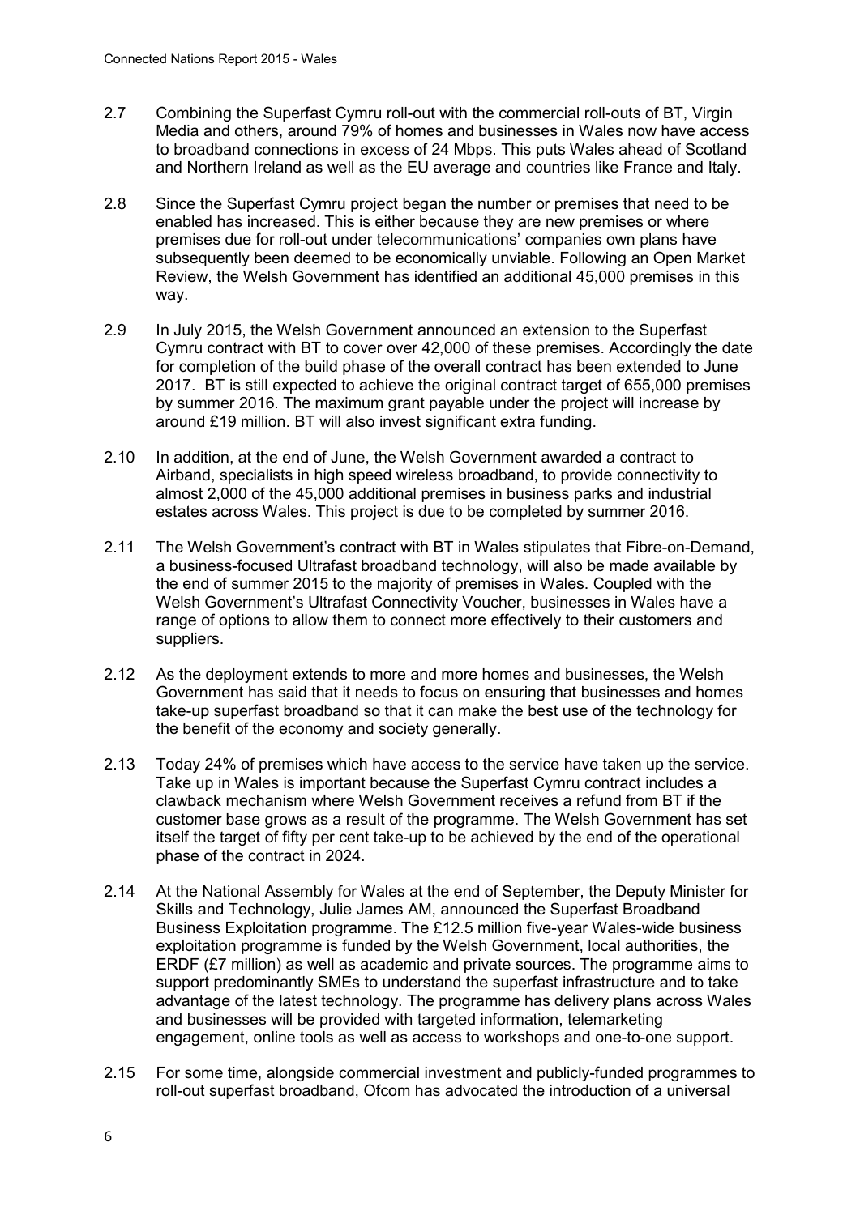2.7 Combining the Superfast Cymru roll-out with the commercial roll-outs of BT, Virgin Media and others, around 79% of homes and businesses in Wales now have access to broadband connections in excess of 24 Mbps. This puts Wales ahead of Scotland and Northern Ireland as well as the EU average and countries like France and Italy.

2.8 Since the Superfast Cymru project began the number or premises that need to be enabled has increased. This is either because they are new premises or where premises due for roll-out under telecommunications' companies own plans have subsequently been deemed to be economically unviable. Following an Open Market Review, the Welsh Government has identified an additional 45,000 premises in this way.

2.9 In July 2015, the Welsh Government announced an extension to the Superfast Cymru contract with BT to cover over 42,000 of these premises. Accordingly the date for completion of the build phase of the overall contract has been extended to June 2017. BT is still expected to achieve the original contract target of 655,000 premises by summer 2016. The maximum grant payable under the project will increase by around £19 million. BT will also invest significant extra funding.

2.10 In addition, at the end of June, the Welsh Government awarded a contract to Airband, specialists in high speed wireless broadband, to provide connectivity to almost 2,000 of the 45,000 additional premises in business parks and industrial estates across Wales. This project is due to be completed by summer 2016.

2.11 The Welsh Government's contract with BT in Wales stipulates that Fibre-on-Demand, a business-focused Ultrafast broadband technology, will also be made available by the end of summer 2015 to the majority of premises in Wales. Coupled with the Welsh Government's Ultrafast Connectivity Voucher, businesses in Wales have a range of options to allow them to connect more effectively to their customers and suppliers.

2.12 As the deployment extends to more and more homes and businesses, the Welsh Government has said that it needs to focus on ensuring that businesses and homes take-up superfast broadband so that it can make the best use of the technology for the benefit of the economy and society generally.

2.13 Today 24% of premises which have access to the service have taken up the service. Take up in Wales is important because the Superfast Cymru contract includes a clawback mechanism where Welsh Government receives a refund from BT if the customer base grows as a result of the programme. The Welsh Government has set itself the target of fifty per cent take-up to be achieved by the end of the operational phase of the contract in 2024.

2.14 At the National Assembly for Wales at the end of September, the Deputy Minister for Skills and Technology, Julie James AM, announced the Superfast Broadband Business Exploitation programme. The £12.5 million five-year Wales-wide business exploitation programme is funded by the Welsh Government, local authorities, the ERDF (£7 million) as well as academic and private sources. The programme aims to support predominantly SMEs to understand the superfast infrastructure and to take advantage of the latest technology. The programme has delivery plans across Wales and businesses will be provided with targeted information, telemarketing engagement, online tools as well as access to workshops and one-to-one support.

2.15 For some time, alongside commercial investment and publicly-funded programmes to roll-out superfast broadband, Ofcom has advocated the introduction of a universal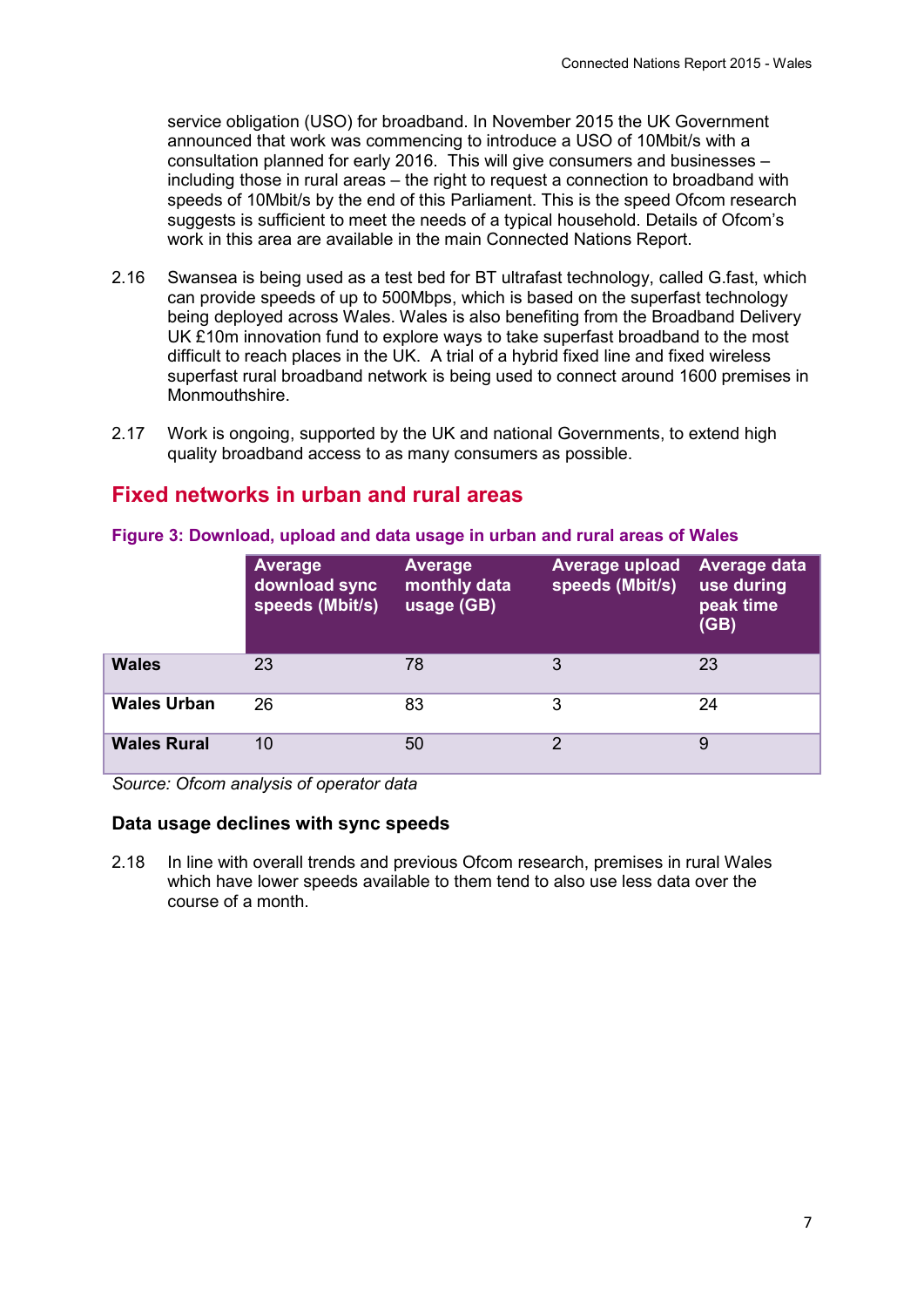service obligation (USO) for broadband. In November 2015 the UK Government announced that work was commencing to introduce a USO of 10Mbit/s with a consultation planned for early 2016. This will give consumers and businesses – including those in rural areas – the right to request a connection to broadband with speeds of 10Mbit/s by the end of this Parliament. This is the speed Ofcom research suggests is sufficient to meet the needs of a typical household. Details of Ofcom's work in this area are available in the main Connected Nations Report.

2.16 Swansea is being used as a test bed for BT ultrafast technology, called G.fast, which can provide speeds of up to 500Mbps, which is based on the superfast technology being deployed across Wales. Wales is also benefiting from the Broadband Delivery UK £10m innovation fund to explore ways to take superfast broadband to the most difficult to reach places in the UK. A trial of a hybrid fixed line and fixed wireless superfast rural broadband network is being used to connect around 1600 premises in Monmouthshire.

2.17 Work is ongoing, supported by the UK and national Governments, to extend high quality broadband access to as many consumers as possible.

## Fixed networks in urban and rural areas

**Figure 3: Download, upload and data usage in urban and rural areas of Wales**

| | Average download sync speeds (Mbit/s) | Average monthly data usage (GB) | Average upload speeds (Mbit/s) | Average data use during peak time (GB) |
|---|---|---|---|---|
| **Wales** | 23 | 78 | 3 | 23 |
| **Wales Urban** | 26 | 83 | 3 | 24 |
| **Wales Rural** | 10 | 50 | 2 | 9 |

*Source: Ofcom analysis of operator data*

### Data usage declines with sync speeds

2.18 In line with overall trends and previous Ofcom research, premises in rural Wales which have lower speeds available to them tend to also use less data over the course of a month.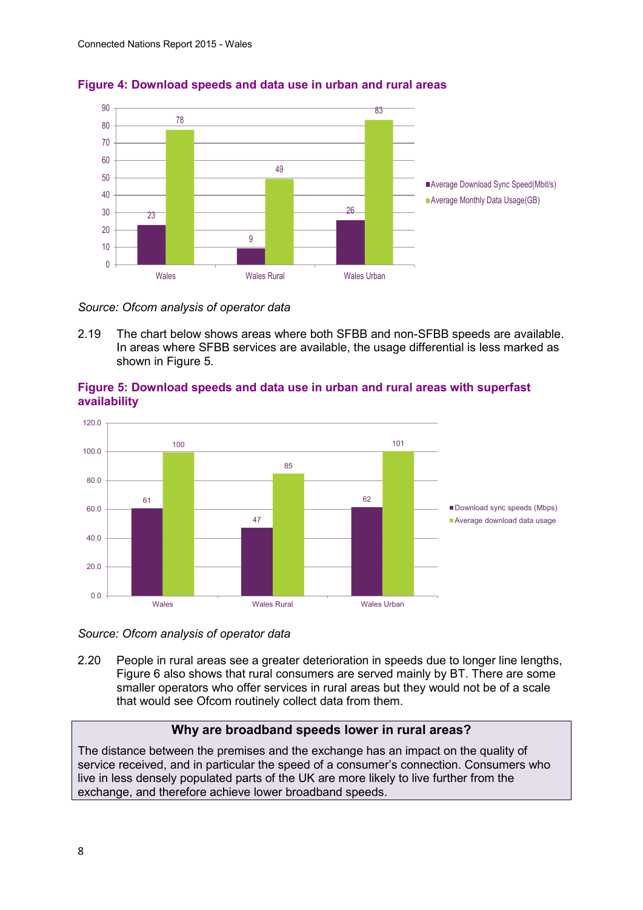**Figure 4: Download speeds and data use in urban and rural areas**

| | Average Download Sync Speed(Mbit/s) | Average Monthly Data Usage(GB) |
|---|---|---|
| Wales | 23 | 78 |
| Wales Rural | 9 | 49 |
| Wales Urban | 26 | 83 |

*Source: Ofcom analysis of operator data*

2.19 The chart below shows areas where both SFBB and non-SFBB speeds are available. In areas where SFBB services are available, the usage differential is less marked as shown in Figure 5.

**Figure 5: Download speeds and data use in urban and rural areas with superfast availability**

| | Download sync speeds (Mbps) | Average download data usage |
|---|---|---|
| Wales | 61 | 100 |
| Wales Rural | 47 | 85 |
| Wales Urban | 62 | 101 |

*Source: Ofcom analysis of operator data*

2.20 People in rural areas see a greater deterioration in speeds due to longer line lengths, Figure 6 also shows that rural consumers are served mainly by BT. There are some smaller operators who offer services in rural areas but they would not be of a scale that would see Ofcom routinely collect data from them.

**Why are broadband speeds lower in rural areas?**

The distance between the premises and the exchange has an impact on the quality of service received, and in particular the speed of a consumer's connection. Consumers who live in less densely populated parts of the UK are more likely to live further from the exchange, and therefore achieve lower broadband speeds.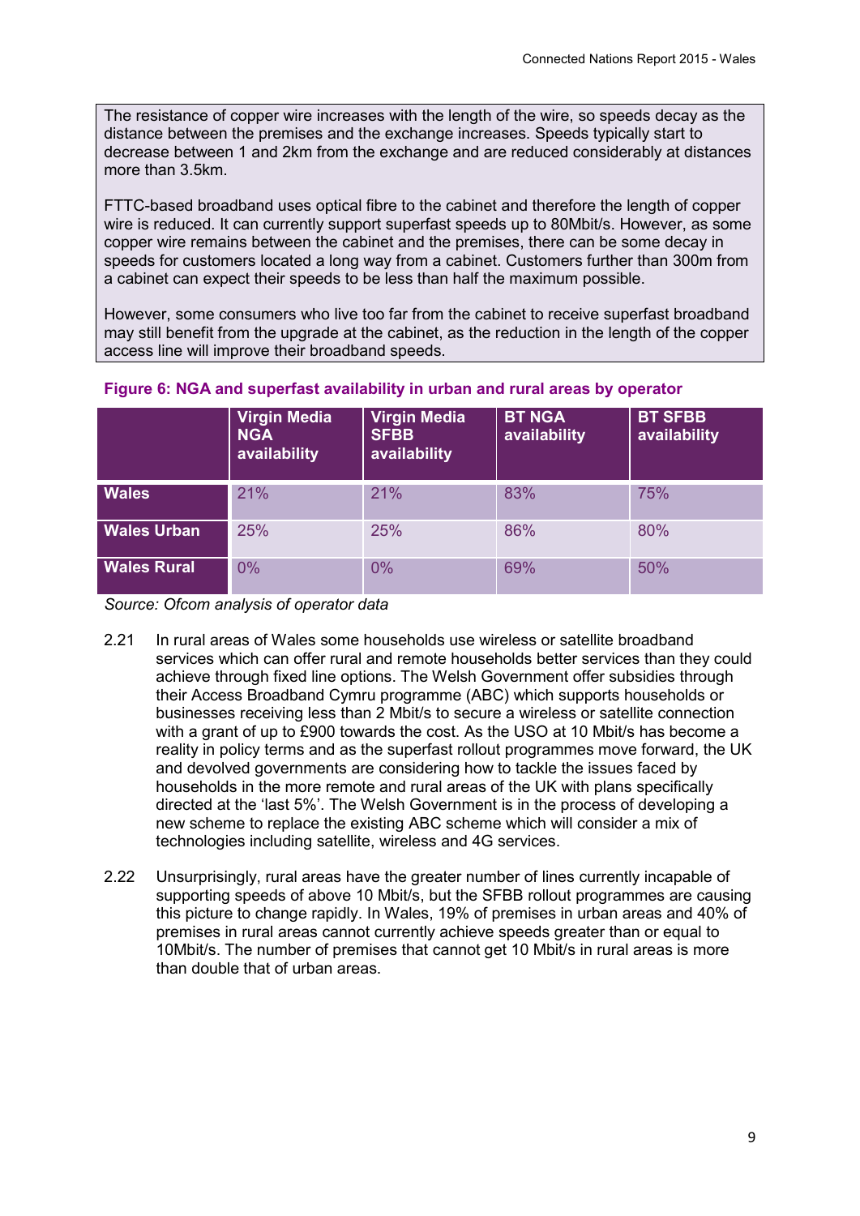The resistance of copper wire increases with the length of the wire, so speeds decay as the distance between the premises and the exchange increases. Speeds typically start to decrease between 1 and 2km from the exchange and are reduced considerably at distances more than 3.5km.

FTTC-based broadband uses optical fibre to the cabinet and therefore the length of copper wire is reduced. It can currently support superfast speeds up to 80Mbit/s. However, as some copper wire remains between the cabinet and the premises, there can be some decay in speeds for customers located a long way from a cabinet. Customers further than 300m from a cabinet can expect their speeds to be less than half the maximum possible.

However, some consumers who live too far from the cabinet to receive superfast broadband may still benefit from the upgrade at the cabinet, as the reduction in the length of the copper access line will improve their broadband speeds.

**Figure 6: NGA and superfast availability in urban and rural areas by operator**

| | Virgin Media NGA availability | Virgin Media SFBB availability | BT NGA availability | BT SFBB availability |
|---|---|---|---|---|
| **Wales** | 21% | 21% | 83% | 75% |
| **Wales Urban** | 25% | 25% | 86% | 80% |
| **Wales Rural** | 0% | 0% | 69% | 50% |

*Source: Ofcom analysis of operator data*

2.21 In rural areas of Wales some households use wireless or satellite broadband services which can offer rural and remote households better services than they could achieve through fixed line options. The Welsh Government offer subsidies through their Access Broadband Cymru programme (ABC) which supports households or businesses receiving less than 2 Mbit/s to secure a wireless or satellite connection with a grant of up to £900 towards the cost. As the USO at 10 Mbit/s has become a reality in policy terms and as the superfast rollout programmes move forward, the UK and devolved governments are considering how to tackle the issues faced by households in the more remote and rural areas of the UK with plans specifically directed at the 'last 5%'. The Welsh Government is in the process of developing a new scheme to replace the existing ABC scheme which will consider a mix of technologies including satellite, wireless and 4G services.

2.22 Unsurprisingly, rural areas have the greater number of lines currently incapable of supporting speeds of above 10 Mbit/s, but the SFBB rollout programmes are causing this picture to change rapidly. In Wales, 19% of premises in urban areas and 40% of premises in rural areas cannot currently achieve speeds greater than or equal to 10Mbit/s. The number of premises that cannot get 10 Mbit/s in rural areas is more than double that of urban areas.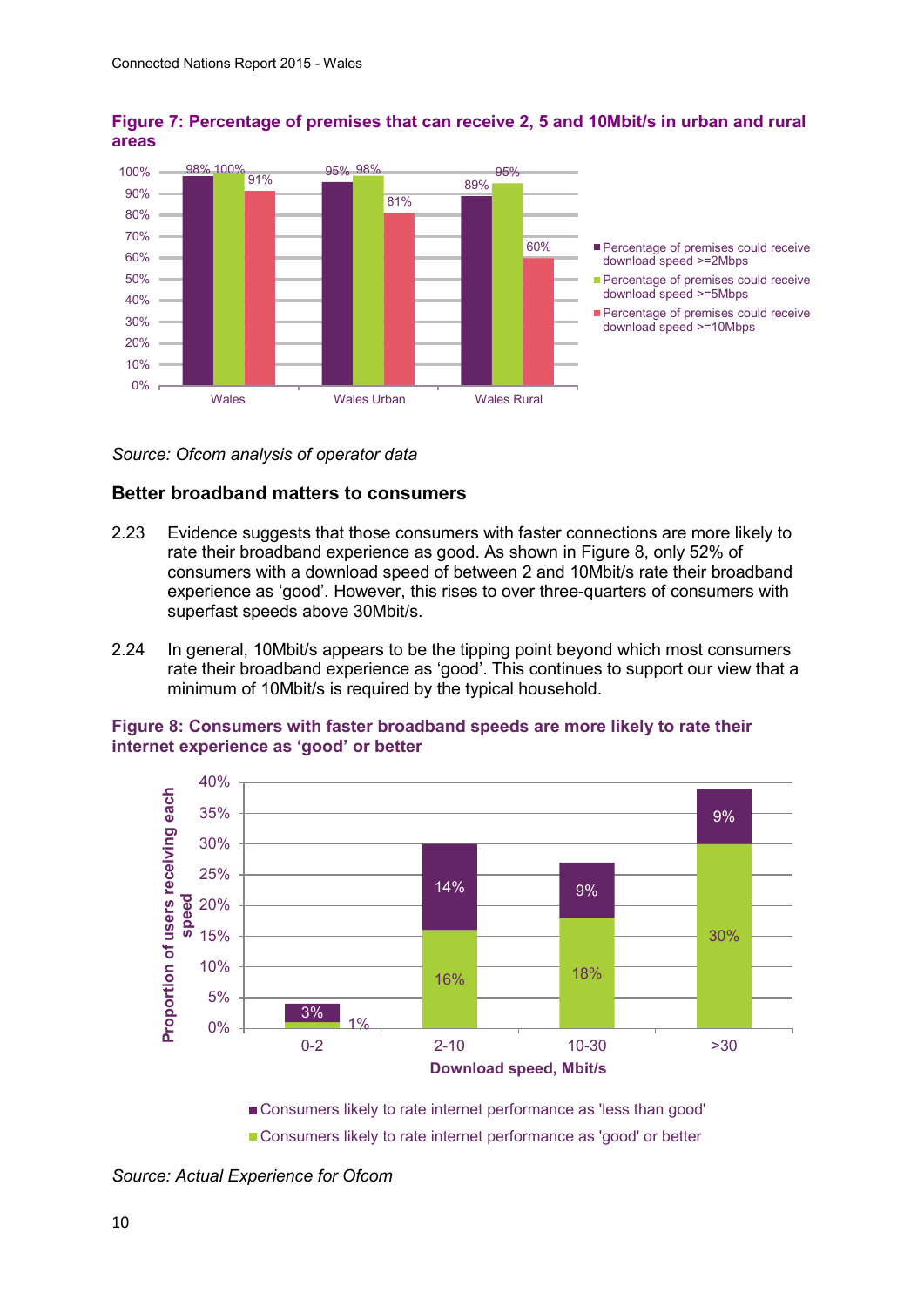**Figure 7: Percentage of premises that can receive 2, 5 and 10Mbit/s in urban and rural areas**

| | Percentage of premises could receive download speed >=2Mbps | Percentage of premises could receive download speed >=5Mbps | Percentage of premises could receive download speed >=10Mbps |
|---|---|---|---|
| Wales | 98% | 100% | 91% |
| Wales Urban | 95% | 98% | 81% |
| Wales Rural | 89% | 95% | 60% |

*Source: Ofcom analysis of operator data*

### Better broadband matters to consumers

2.23 Evidence suggests that those consumers with faster connections are more likely to rate their broadband experience as good. As shown in Figure 8, only 52% of consumers with a download speed of between 2 and 10Mbit/s rate their broadband experience as 'good'. However, this rises to over three-quarters of consumers with superfast speeds above 30Mbit/s.

2.24 In general, 10Mbit/s appears to be the tipping point beyond which most consumers rate their broadband experience as 'good'. This continues to support our view that a minimum of 10Mbit/s is required by the typical household.

**Figure 8: Consumers with faster broadband speeds are more likely to rate their internet experience as 'good' or better**

| Download speed, Mbit/s | Consumers likely to rate internet performance as 'less than good' | Consumers likely to rate internet performance as 'good' or better |
|---|---|---|
| 0-2 | 3% | 1% |
| 2-10 | 14% | 16% |
| 10-30 | 9% | 18% |
| >30 | 9% | 30% |

*Source: Actual Experience for Ofcom*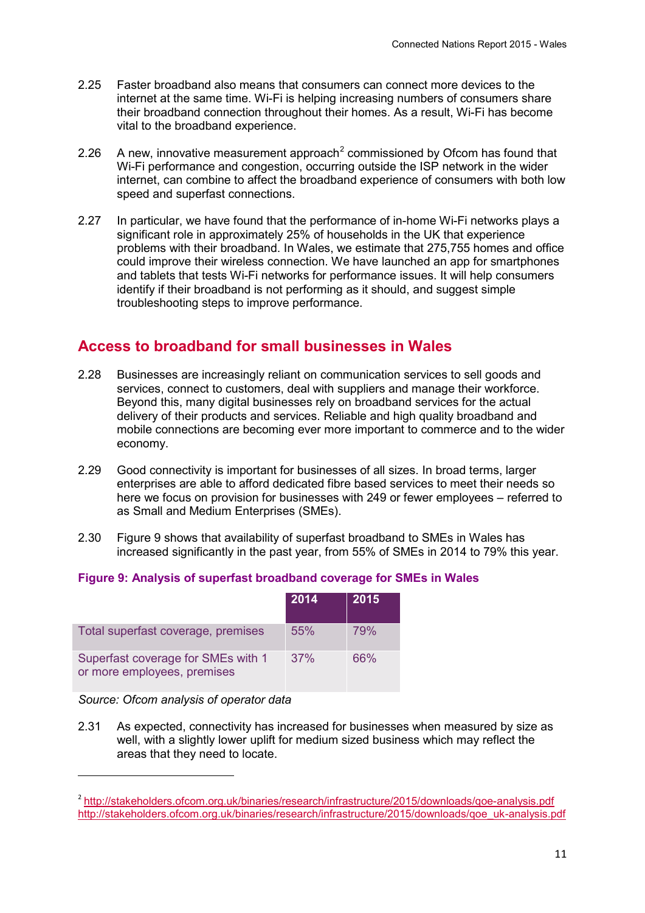2.25 Faster broadband also means that consumers can connect more devices to the internet at the same time. Wi-Fi is helping increasing numbers of consumers share their broadband connection throughout their homes. As a result, Wi-Fi has become vital to the broadband experience.

2.26 A new, innovative measurement approach[2] commissioned by Ofcom has found that Wi-Fi performance and congestion, occurring outside the ISP network in the wider internet, can combine to affect the broadband experience of consumers with both low speed and superfast connections.

2.27 In particular, we have found that the performance of in-home Wi-Fi networks plays a significant role in approximately 25% of households in the UK that experience problems with their broadband. In Wales, we estimate that 275,755 homes and office could improve their wireless connection. We have launched an app for smartphones and tablets that tests Wi-Fi networks for performance issues. It will help consumers identify if their broadband is not performing as it should, and suggest simple troubleshooting steps to improve performance.

## Access to broadband for small businesses in Wales

2.28 Businesses are increasingly reliant on communication services to sell goods and services, connect to customers, deal with suppliers and manage their workforce. Beyond this, many digital businesses rely on broadband services for the actual delivery of their products and services. Reliable and high quality broadband and mobile connections are becoming ever more important to commerce and to the wider economy.

2.29 Good connectivity is important for businesses of all sizes. In broad terms, larger enterprises are able to afford dedicated fibre based services to meet their needs so here we focus on provision for businesses with 249 or fewer employees – referred to as Small and Medium Enterprises (SMEs).

2.30 Figure 9 shows that availability of superfast broadband to SMEs in Wales has increased significantly in the past year, from 55% of SMEs in 2014 to 79% this year.

**Figure 9: Analysis of superfast broadband coverage for SMEs in Wales**

| | 2014 | 2015 |
|---|---|---|
| Total superfast coverage, premises | 55% | 79% |
| Superfast coverage for SMEs with 1 or more employees, premises | 37% | 66% |

*Source: Ofcom analysis of operator data*

2.31 As expected, connectivity has increased for businesses when measured by size as well, with a slightly lower uplift for medium sized business which may reflect the areas that they need to locate.

[2] http://stakeholders.ofcom.org.uk/binaries/research/infrastructure/2015/downloads/qoe-analysis.pdf
http://stakeholders.ofcom.org.uk/binaries/research/infrastructure/2015/downloads/qoe_uk-analysis.pdf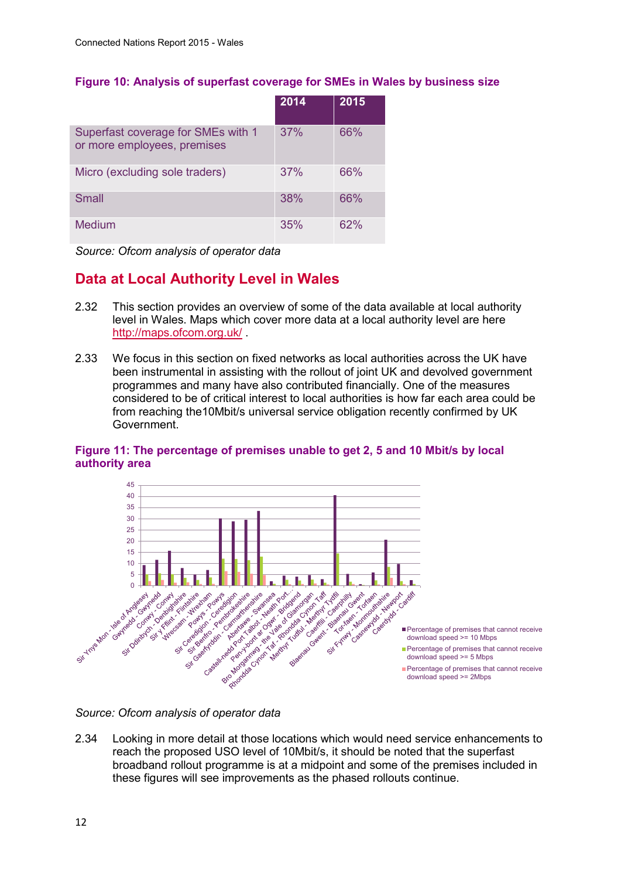### Figure 10: Analysis of superfast coverage for SMEs in Wales by business size

| | 2014 | 2015 |
|---|---|---|
| Superfast coverage for SMEs with 1 or more employees, premises | 37% | 66% |
| Micro (excluding sole traders) | 37% | 66% |
| Small | 38% | 66% |
| Medium | 35% | 62% |

*Source: Ofcom analysis of operator data*

## Data at Local Authority Level in Wales

2.32 This section provides an overview of some of the data available at local authority level in Wales. Maps which cover more data at a local authority level are here http://maps.ofcom.org.uk/ .

2.33 We focus in this section on fixed networks as local authorities across the UK have been instrumental in assisting with the rollout of joint UK and devolved government programmes and many have also contributed financially. One of the measures considered to be of critical interest to local authorities is how far each area could be from reaching the10Mbit/s universal service obligation recently confirmed by UK Government.

### Figure 11: The percentage of premises unable to get 2, 5 and 10 Mbit/s by local authority area

*Source: Ofcom analysis of operator data*

2.34 Looking in more detail at those locations which would need service enhancements to reach the proposed USO level of 10Mbit/s, it should be noted that the superfast broadband rollout programme is at a midpoint and some of the premises included in these figures will see improvements as the phased rollouts continue.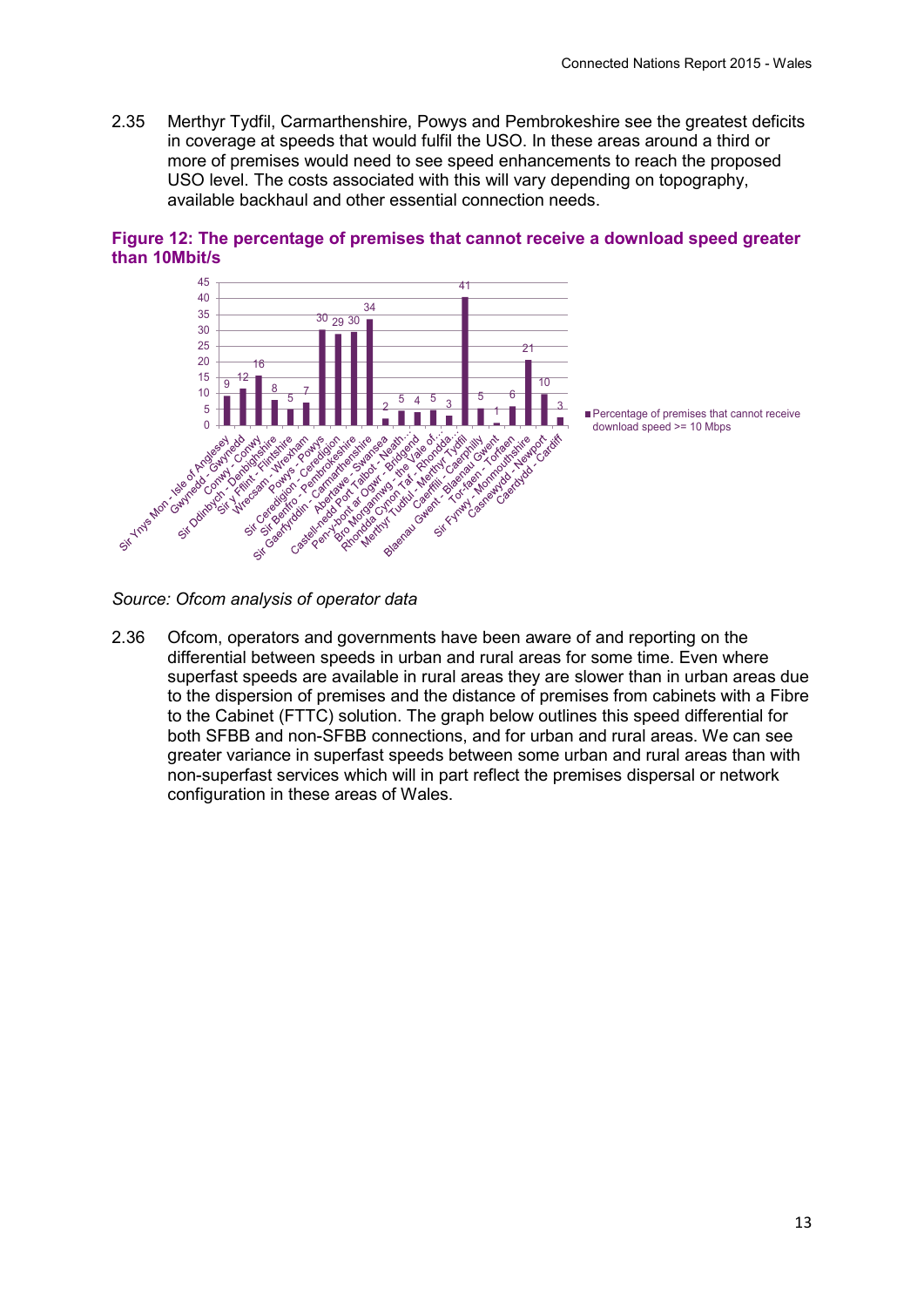2.35 Merthyr Tydfil, Carmarthenshire, Powys and Pembrokeshire see the greatest deficits in coverage at speeds that would fulfil the USO. In these areas around a third or more of premises would need to see speed enhancements to reach the proposed USO level. The costs associated with this will vary depending on topography, available backhaul and other essential connection needs.

**Figure 12: The percentage of premises that cannot receive a download speed greater than 10Mbit/s**

| Area | Percentage of premises that cannot receive download speed >= 10 Mbps |
|---|---|
| Sir Ynys Mon - Isle of Anglesey | 9 |
| Gwynedd - Gwynedd | 12 |
| Conwy - Conwy | 16 |
| Sir Ddinbych - Denbighshire | 8 |
| Sir y Fflint - Flintshire | 5 |
| Wrecsam - Wrexham | 7 |
| Powys - Powys | 30 |
| Sir Ceredigion - Ceredigion | 29 |
| Sir Benfro - Pembrokeshire | 30 |
| Sir Gaerfyrddin - Carmarthenshire | 34 |
| Abertawe - Swansea | 2 |
| Castell-nedd Port Talbot - Neath... | 5 |
| Pen-y-bont ar Ogwr - Bridgend | 4 |
| Bro Morgannwg - the Vale of... | 5 |
| Rhondda Cynon Taf - Rhondda... | 3 |
| Merthyr Tudful - Merthyr Tydfil | 41 |
| Caerffili - Caerphilly | 5 |
| Blaenau Gwent - Blaenau Gwent | 1 |
| Tor-faen - Torfaen | 6 |
| Sir Fynwy - Monmouthshire | 21 |
| Casnewydd - Newport | 10 |
| Caerdydd - Cardiff | 3 |

*Source: Ofcom analysis of operator data*

2.36 Ofcom, operators and governments have been aware of and reporting on the differential between speeds in urban and rural areas for some time. Even where superfast speeds are available in rural areas they are slower than in urban areas due to the dispersion of premises and the distance of premises from cabinets with a Fibre to the Cabinet (FTTC) solution. The graph below outlines this speed differential for both SFBB and non-SFBB connections, and for urban and rural areas. We can see greater variance in superfast speeds between some urban and rural areas than with non-superfast services which will in part reflect the premises dispersal or network configuration in these areas of Wales.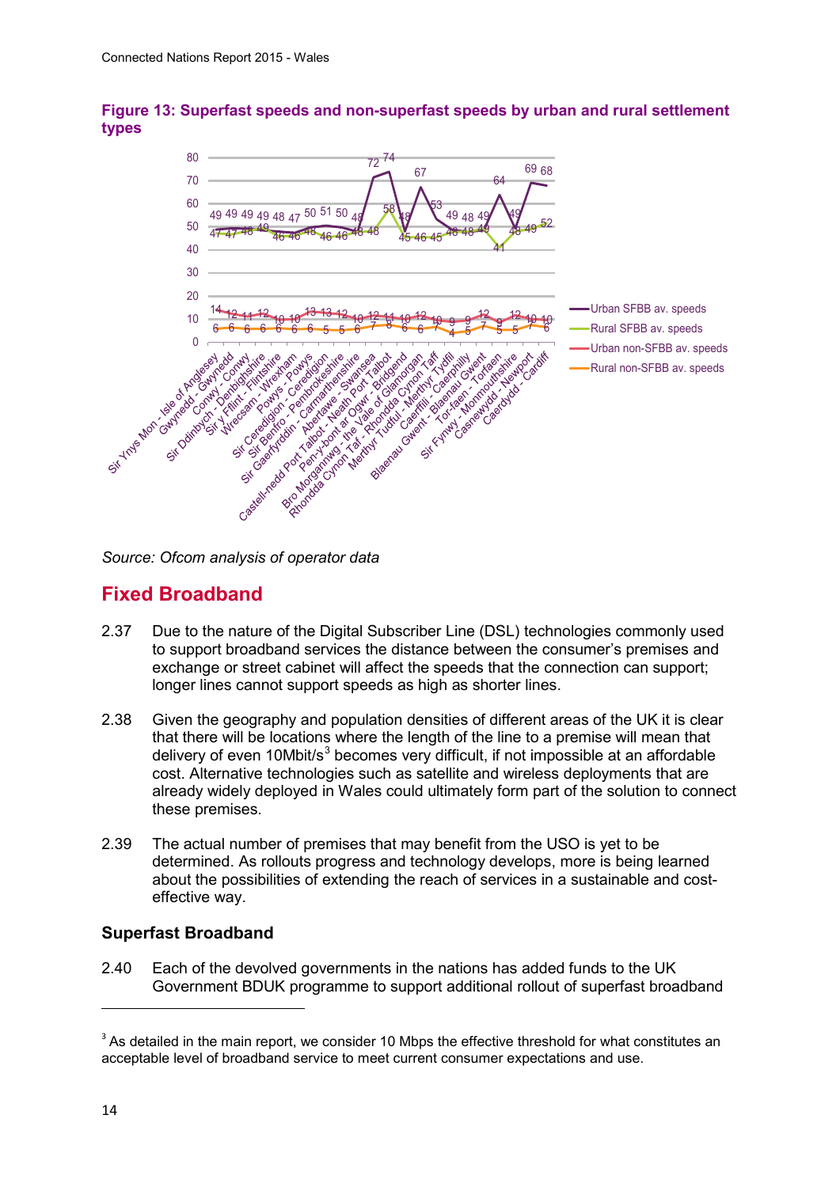**Figure 13: Superfast speeds and non-superfast speeds by urban and rural settlement types**

*Source: Ofcom analysis of operator data*

## Fixed Broadband

2.37 Due to the nature of the Digital Subscriber Line (DSL) technologies commonly used to support broadband services the distance between the consumer's premises and exchange or street cabinet will affect the speeds that the connection can support; longer lines cannot support speeds as high as shorter lines.

2.38 Given the geography and population densities of different areas of the UK it is clear that there will be locations where the length of the line to a premise will mean that delivery of even 10Mbit/s[3] becomes very difficult, if not impossible at an affordable cost. Alternative technologies such as satellite and wireless deployments that are already widely deployed in Wales could ultimately form part of the solution to connect these premises.

2.39 The actual number of premises that may benefit from the USO is yet to be determined. As rollouts progress and technology develops, more is being learned about the possibilities of extending the reach of services in a sustainable and cost-effective way.

### Superfast Broadband

2.40 Each of the devolved governments in the nations has added funds to the UK Government BDUK programme to support additional rollout of superfast broadband

[3] As detailed in the main report, we consider 10 Mbps the effective threshold for what constitutes an acceptable level of broadband service to meet current consumer expectations and use.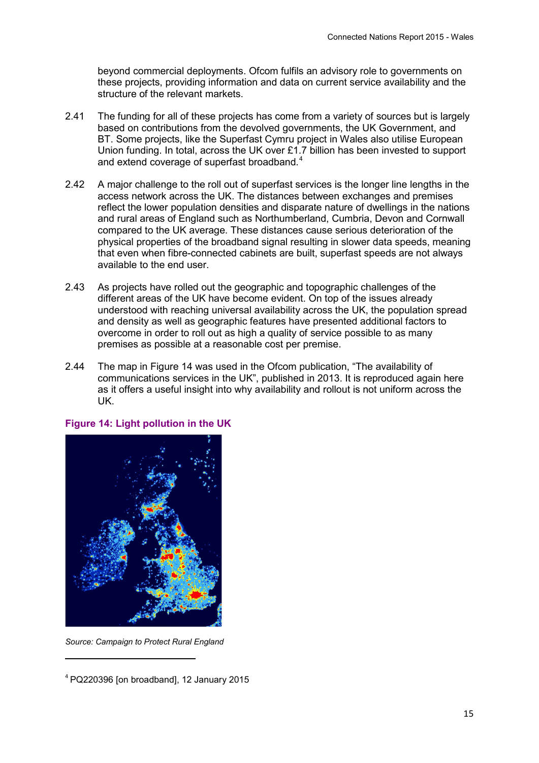beyond commercial deployments. Ofcom fulfils an advisory role to governments on these projects, providing information and data on current service availability and the structure of the relevant markets.

2.41 The funding for all of these projects has come from a variety of sources but is largely based on contributions from the devolved governments, the UK Government, and BT. Some projects, like the Superfast Cymru project in Wales also utilise European Union funding. In total, across the UK over £1.7 billion has been invested to support and extend coverage of superfast broadband.[4]

2.42 A major challenge to the roll out of superfast services is the longer line lengths in the access network across the UK. The distances between exchanges and premises reflect the lower population densities and disparate nature of dwellings in the nations and rural areas of England such as Northumberland, Cumbria, Devon and Cornwall compared to the UK average. These distances cause serious deterioration of the physical properties of the broadband signal resulting in slower data speeds, meaning that even when fibre-connected cabinets are built, superfast speeds are not always available to the end user.

2.43 As projects have rolled out the geographic and topographic challenges of the different areas of the UK have become evident. On top of the issues already understood with reaching universal availability across the UK, the population spread and density as well as geographic features have presented additional factors to overcome in order to roll out as high a quality of service possible to as many premises as possible at a reasonable cost per premise.

2.44 The map in Figure 14 was used in the Ofcom publication, “The availability of communications services in the UK”, published in 2013. It is reproduced again here as it offers a useful insight into why availability and rollout is not uniform across the UK.

**Figure 14: Light pollution in the UK**

*Source: Campaign to Protect Rural England*

---

[4] PQ220396 [on broadband], 12 January 2015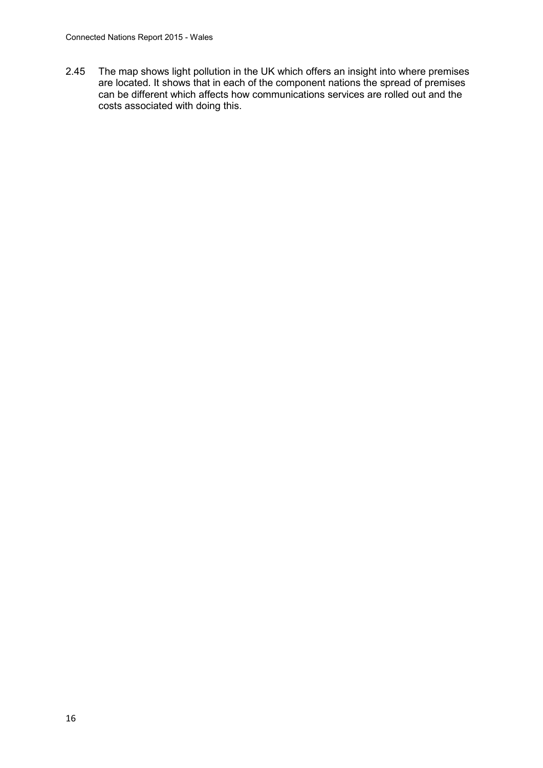2.45 The map shows light pollution in the UK which offers an insight into where premises are located. It shows that in each of the component nations the spread of premises can be different which affects how communications services are rolled out and the costs associated with doing this.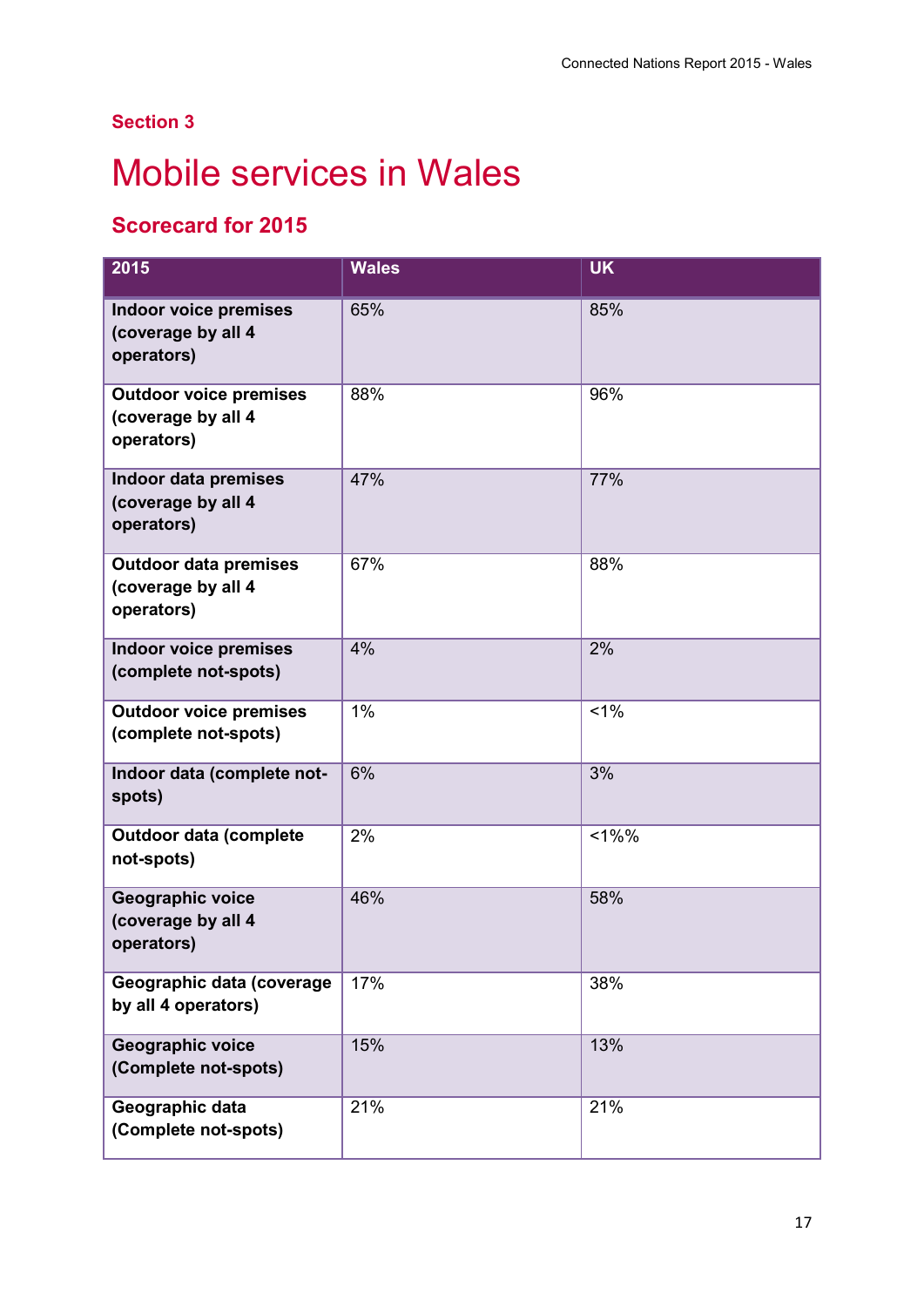## Section 3

# Mobile services in Wales

### Scorecard for 2015

| 2015 | Wales | UK |
|---|---|---|
| **Indoor voice premises (coverage by all 4 operators)** | 65% | 85% |
| **Outdoor voice premises (coverage by all 4 operators)** | 88% | 96% |
| **Indoor data premises (coverage by all 4 operators)** | 47% | 77% |
| **Outdoor data premises (coverage by all 4 operators)** | 67% | 88% |
| **Indoor voice premises (complete not-spots)** | 4% | 2% |
| **Outdoor voice premises (complete not-spots)** | 1% | <1% |
| **Indoor data (complete not-spots)** | 6% | 3% |
| **Outdoor data (complete not-spots)** | 2% | <1%% |
| **Geographic voice (coverage by all 4 operators)** | 46% | 58% |
| **Geographic data (coverage by all 4 operators)** | 17% | 38% |
| **Geographic voice (Complete not-spots)** | 15% | 13% |
| **Geographic data (Complete not-spots)** | 21% | 21% |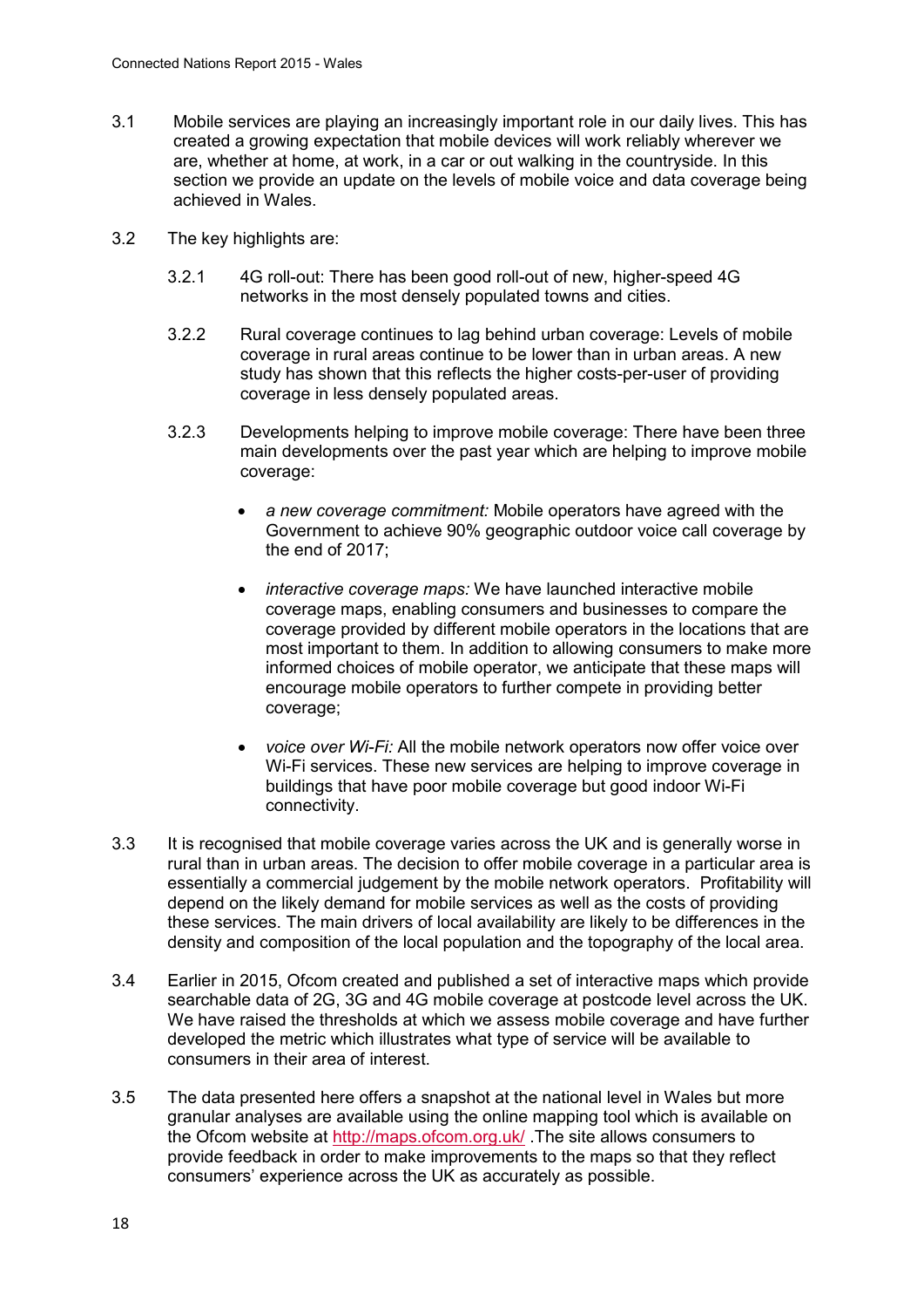3.1 Mobile services are playing an increasingly important role in our daily lives. This has created a growing expectation that mobile devices will work reliably wherever we are, whether at home, at work, in a car or out walking in the countryside. In this section we provide an update on the levels of mobile voice and data coverage being achieved in Wales.

3.2 The key highlights are:

3.2.1 4G roll-out: There has been good roll-out of new, higher-speed 4G networks in the most densely populated towns and cities.

3.2.2 Rural coverage continues to lag behind urban coverage: Levels of mobile coverage in rural areas continue to be lower than in urban areas. A new study has shown that this reflects the higher costs-per-user of providing coverage in less densely populated areas.

3.2.3 Developments helping to improve mobile coverage: There have been three main developments over the past year which are helping to improve mobile coverage:

- *a new coverage commitment:* Mobile operators have agreed with the Government to achieve 90% geographic outdoor voice call coverage by the end of 2017;
- *interactive coverage maps:* We have launched interactive mobile coverage maps, enabling consumers and businesses to compare the coverage provided by different mobile operators in the locations that are most important to them. In addition to allowing consumers to make more informed choices of mobile operator, we anticipate that these maps will encourage mobile operators to further compete in providing better coverage;
- *voice over Wi-Fi:* All the mobile network operators now offer voice over Wi-Fi services. These new services are helping to improve coverage in buildings that have poor mobile coverage but good indoor Wi-Fi connectivity.

3.3 It is recognised that mobile coverage varies across the UK and is generally worse in rural than in urban areas. The decision to offer mobile coverage in a particular area is essentially a commercial judgement by the mobile network operators. Profitability will depend on the likely demand for mobile services as well as the costs of providing these services. The main drivers of local availability are likely to be differences in the density and composition of the local population and the topography of the local area.

3.4 Earlier in 2015, Ofcom created and published a set of interactive maps which provide searchable data of 2G, 3G and 4G mobile coverage at postcode level across the UK. We have raised the thresholds at which we assess mobile coverage and have further developed the metric which illustrates what type of service will be available to consumers in their area of interest.

3.5 The data presented here offers a snapshot at the national level in Wales but more granular analyses are available using the online mapping tool which is available on the Ofcom website at http://maps.ofcom.org.uk/ .The site allows consumers to provide feedback in order to make improvements to the maps so that they reflect consumers' experience across the UK as accurately as possible.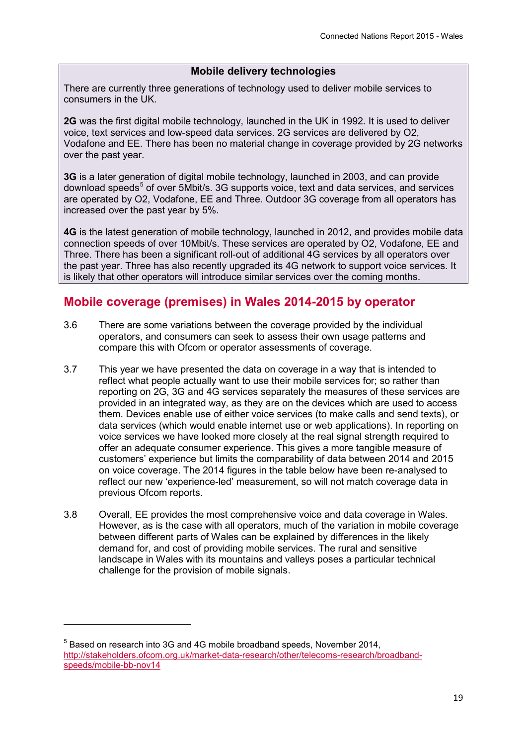**Mobile delivery technologies**

There are currently three generations of technology used to deliver mobile services to consumers in the UK.

**2G** was the first digital mobile technology, launched in the UK in 1992. It is used to deliver voice, text services and low-speed data services. 2G services are delivered by O2, Vodafone and EE. There has been no material change in coverage provided by 2G networks over the past year.

**3G** is a later generation of digital mobile technology, launched in 2003, and can provide download speeds[5] of over 5Mbit/s. 3G supports voice, text and data services, and services are operated by O2, Vodafone, EE and Three. Outdoor 3G coverage from all operators has increased over the past year by 5%.

**4G** is the latest generation of mobile technology, launched in 2012, and provides mobile data connection speeds of over 10Mbit/s. These services are operated by O2, Vodafone, EE and Three. There has been a significant roll-out of additional 4G services by all operators over the past year. Three has also recently upgraded its 4G network to support voice services. It is likely that other operators will introduce similar services over the coming months.

## Mobile coverage (premises) in Wales 2014-2015 by operator

3.6 There are some variations between the coverage provided by the individual operators, and consumers can seek to assess their own usage patterns and compare this with Ofcom or operator assessments of coverage.

3.7 This year we have presented the data on coverage in a way that is intended to reflect what people actually want to use their mobile services for; so rather than reporting on 2G, 3G and 4G services separately the measures of these services are provided in an integrated way, as they are on the devices which are used to access them. Devices enable use of either voice services (to make calls and send texts), or data services (which would enable internet use or web applications). In reporting on voice services we have looked more closely at the real signal strength required to offer an adequate consumer experience. This gives a more tangible measure of customers' experience but limits the comparability of data between 2014 and 2015 on voice coverage. The 2014 figures in the table below have been re-analysed to reflect our new 'experience-led' measurement, so will not match coverage data in previous Ofcom reports.

3.8 Overall, EE provides the most comprehensive voice and data coverage in Wales. However, as is the case with all operators, much of the variation in mobile coverage between different parts of Wales can be explained by differences in the likely demand for, and cost of providing mobile services. The rural and sensitive landscape in Wales with its mountains and valleys poses a particular technical challenge for the provision of mobile signals.

---

[5] Based on research into 3G and 4G mobile broadband speeds, November 2014, http://stakeholders.ofcom.org.uk/market-data-research/other/telecoms-research/broadband-speeds/mobile-bb-nov14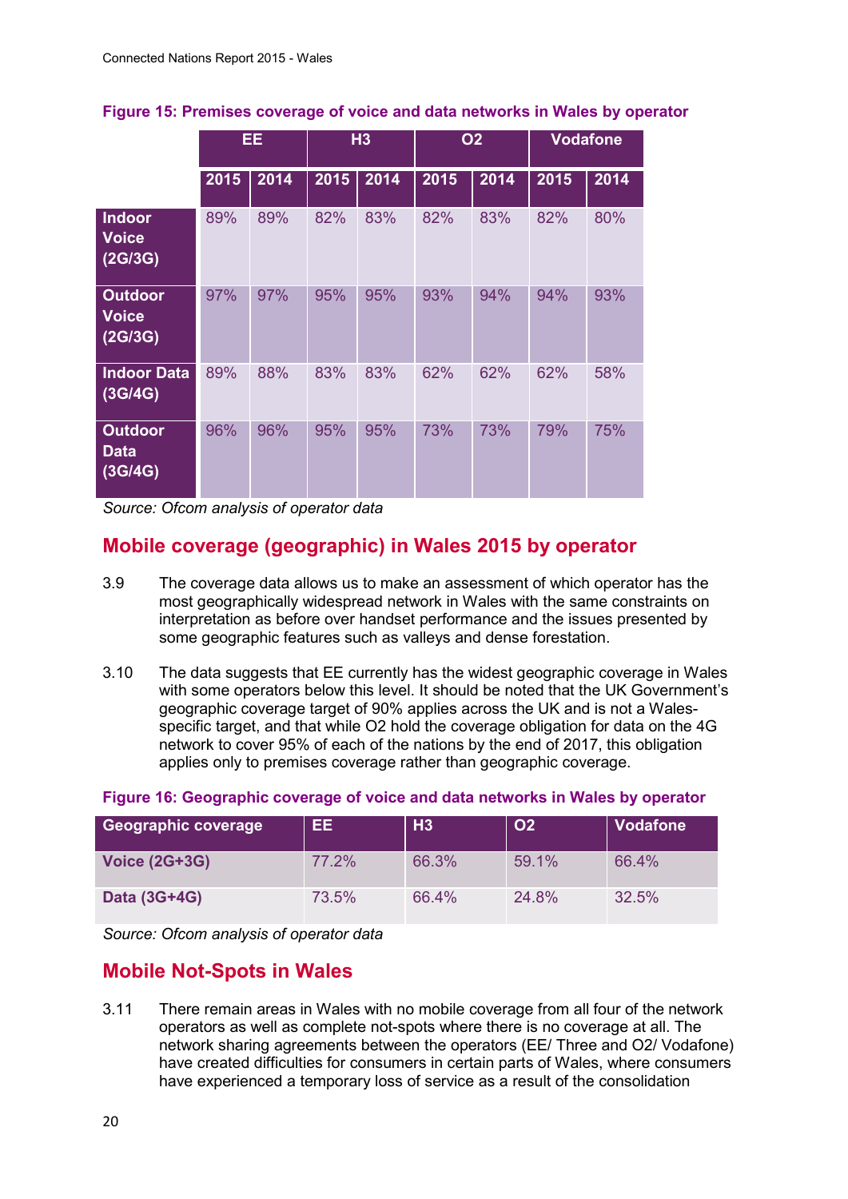**Figure 15: Premises coverage of voice and data networks in Wales by operator**

| | EE | | H3 | | O2 | | Vodafone | |
|---|---|---|---|---|---|---|---|---|
| | 2015 | 2014 | 2015 | 2014 | 2015 | 2014 | 2015 | 2014 |
| **Indoor Voice (2G/3G)** | 89% | 89% | 82% | 83% | 82% | 83% | 82% | 80% |
| **Outdoor Voice (2G/3G)** | 97% | 97% | 95% | 95% | 93% | 94% | 94% | 93% |
| **Indoor Data (3G/4G)** | 89% | 88% | 83% | 83% | 62% | 62% | 62% | 58% |
| **Outdoor Data (3G/4G)** | 96% | 96% | 95% | 95% | 73% | 73% | 79% | 75% |

*Source: Ofcom analysis of operator data*

## Mobile coverage (geographic) in Wales 2015 by operator

3.9 The coverage data allows us to make an assessment of which operator has the most geographically widespread network in Wales with the same constraints on interpretation as before over handset performance and the issues presented by some geographic features such as valleys and dense forestation.

3.10 The data suggests that EE currently has the widest geographic coverage in Wales with some operators below this level. It should be noted that the UK Government's geographic coverage target of 90% applies across the UK and is not a Wales-specific target, and that while O2 hold the coverage obligation for data on the 4G network to cover 95% of each of the nations by the end of 2017, this obligation applies only to premises coverage rather than geographic coverage.

**Figure 16: Geographic coverage of voice and data networks in Wales by operator**

| Geographic coverage | EE | H3 | O2 | Vodafone |
|---|---|---|---|---|
| **Voice (2G+3G)** | 77.2% | 66.3% | 59.1% | 66.4% |
| **Data (3G+4G)** | 73.5% | 66.4% | 24.8% | 32.5% |

*Source: Ofcom analysis of operator data*

## Mobile Not-Spots in Wales

3.11 There remain areas in Wales with no mobile coverage from all four of the network operators as well as complete not-spots where there is no coverage at all. The network sharing agreements between the operators (EE/ Three and O2/ Vodafone) have created difficulties for consumers in certain parts of Wales, where consumers have experienced a temporary loss of service as a result of the consolidation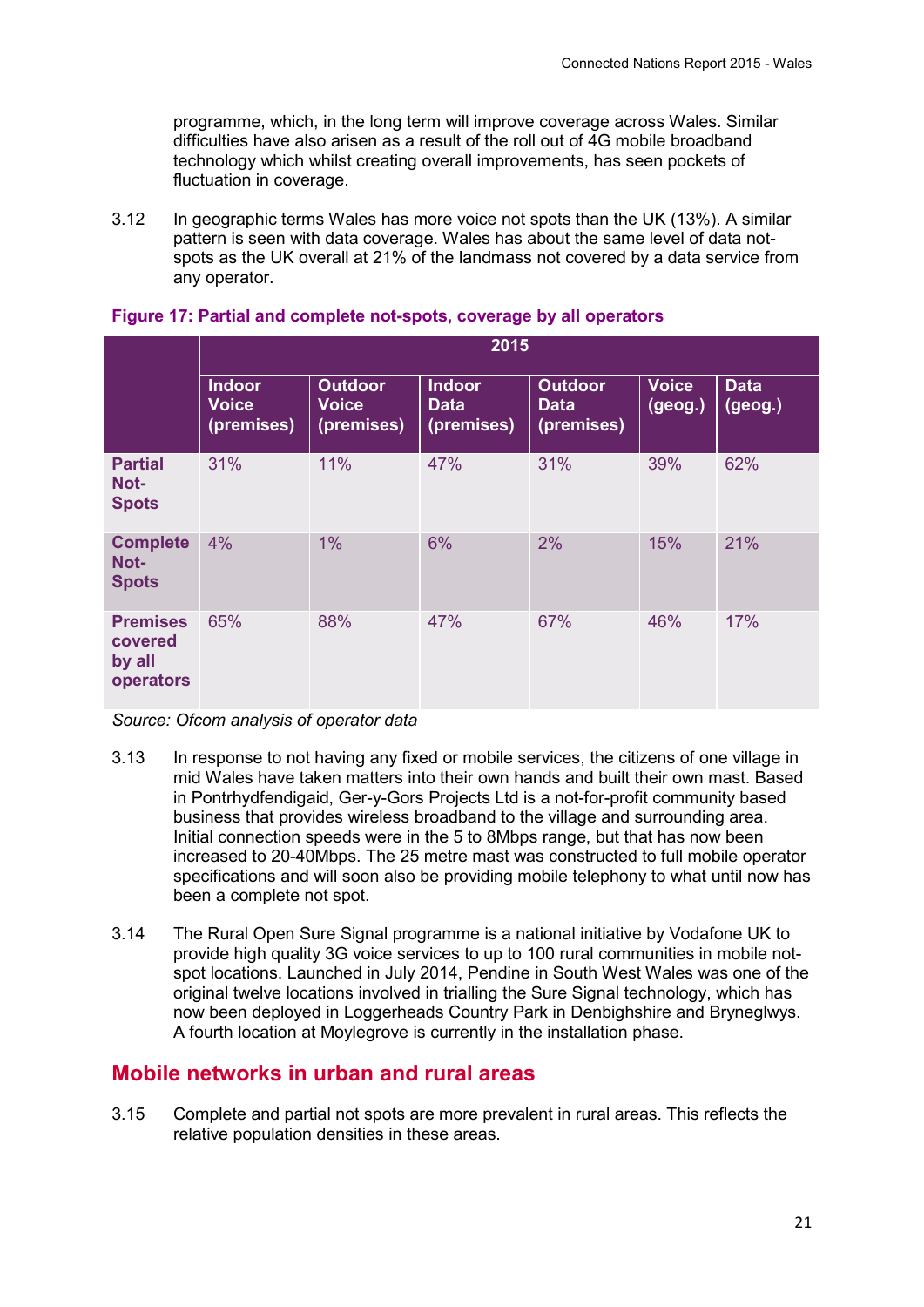programme, which, in the long term will improve coverage across Wales. Similar difficulties have also arisen as a result of the roll out of 4G mobile broadband technology which whilst creating overall improvements, has seen pockets of fluctuation in coverage.

3.12 In geographic terms Wales has more voice not spots than the UK (13%). A similar pattern is seen with data coverage. Wales has about the same level of data not-spots as the UK overall at 21% of the landmass not covered by a data service from any operator.

**Figure 17: Partial and complete not-spots, coverage by all operators**

| | 2015 | | | | | |
|---|---|---|---|---|---|---|
| | Indoor Voice (premises) | Outdoor Voice (premises) | Indoor Data (premises) | Outdoor Data (premises) | Voice (geog.) | Data (geog.) |
| **Partial Not-Spots** | 31% | 11% | 47% | 31% | 39% | 62% |
| **Complete Not-Spots** | 4% | 1% | 6% | 2% | 15% | 21% |
| **Premises covered by all operators** | 65% | 88% | 47% | 67% | 46% | 17% |

*Source: Ofcom analysis of operator data*

3.13 In response to not having any fixed or mobile services, the citizens of one village in mid Wales have taken matters into their own hands and built their own mast. Based in Pontrhydfendigaid, Ger-y-Gors Projects Ltd is a not-for-profit community based business that provides wireless broadband to the village and surrounding area. Initial connection speeds were in the 5 to 8Mbps range, but that has now been increased to 20-40Mbps. The 25 metre mast was constructed to full mobile operator specifications and will soon also be providing mobile telephony to what until now has been a complete not spot.

3.14 The Rural Open Sure Signal programme is a national initiative by Vodafone UK to provide high quality 3G voice services to up to 100 rural communities in mobile not-spot locations. Launched in July 2014, Pendine in South West Wales was one of the original twelve locations involved in trialling the Sure Signal technology, which has now been deployed in Loggerheads Country Park in Denbighshire and Bryneglwys. A fourth location at Moylegrove is currently in the installation phase.

## Mobile networks in urban and rural areas

3.15 Complete and partial not spots are more prevalent in rural areas. This reflects the relative population densities in these areas.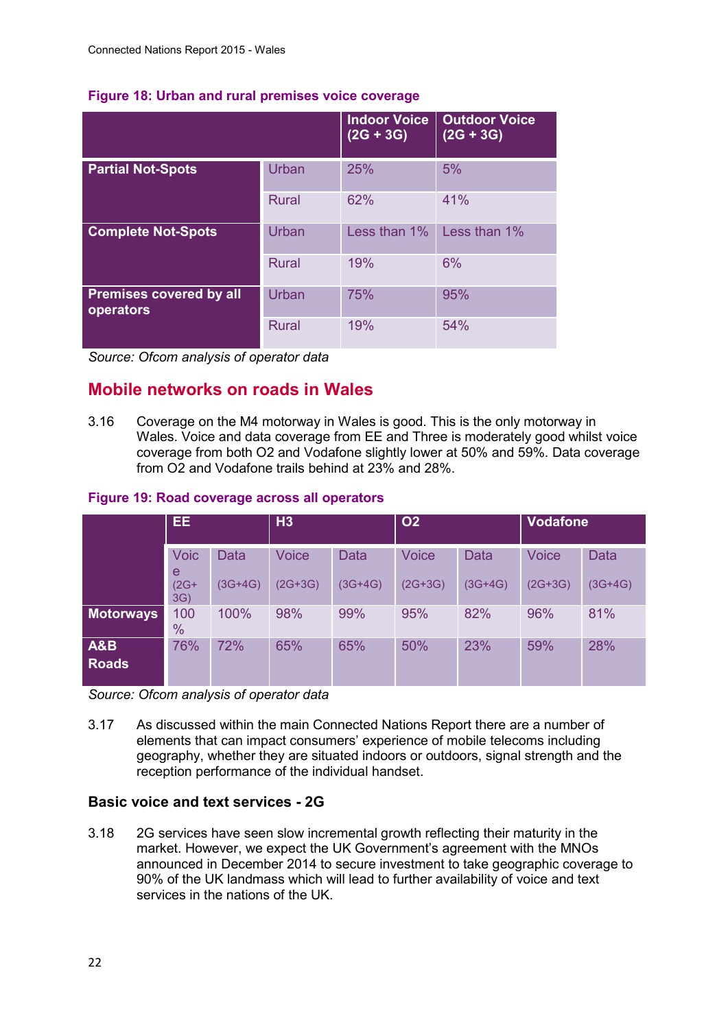**Figure 18: Urban and rural premises voice coverage**

| | | Indoor Voice (2G + 3G) | Outdoor Voice (2G + 3G) |
|---|---|---|---|
| **Partial Not-Spots** | Urban | 25% | 5% |
| | Rural | 62% | 41% |
| **Complete Not-Spots** | Urban | Less than 1% | Less than 1% |
| | Rural | 19% | 6% |
| **Premises covered by all operators** | Urban | 75% | 95% |
| | Rural | 19% | 54% |

*Source: Ofcom analysis of operator data*

## Mobile networks on roads in Wales

3.16 Coverage on the M4 motorway in Wales is good. This is the only motorway in Wales. Voice and data coverage from EE and Three is moderately good whilst voice coverage from both O2 and Vodafone slightly lower at 50% and 59%. Data coverage from O2 and Vodafone trails behind at 23% and 28%.

**Figure 19: Road coverage across all operators**

| | EE | | H3 | | O2 | | Vodafone | |
|---|---|---|---|---|---|---|---|---|
| | Voice (2G+3G) | Data (3G+4G) | Voice (2G+3G) | Data (3G+4G) | Voice (2G+3G) | Data (3G+4G) | Voice (2G+3G) | Data (3G+4G) |
| **Motorways** | 100% | 100% | 98% | 99% | 95% | 82% | 96% | 81% |
| **A&B Roads** | 76% | 72% | 65% | 65% | 50% | 23% | 59% | 28% |

*Source: Ofcom analysis of operator data*

3.17 As discussed within the main Connected Nations Report there are a number of elements that can impact consumers' experience of mobile telecoms including geography, whether they are situated indoors or outdoors, signal strength and the reception performance of the individual handset.

### Basic voice and text services - 2G

3.18 2G services have seen slow incremental growth reflecting their maturity in the market. However, we expect the UK Government's agreement with the MNOs announced in December 2014 to secure investment to take geographic coverage to 90% of the UK landmass which will lead to further availability of voice and text services in the nations of the UK.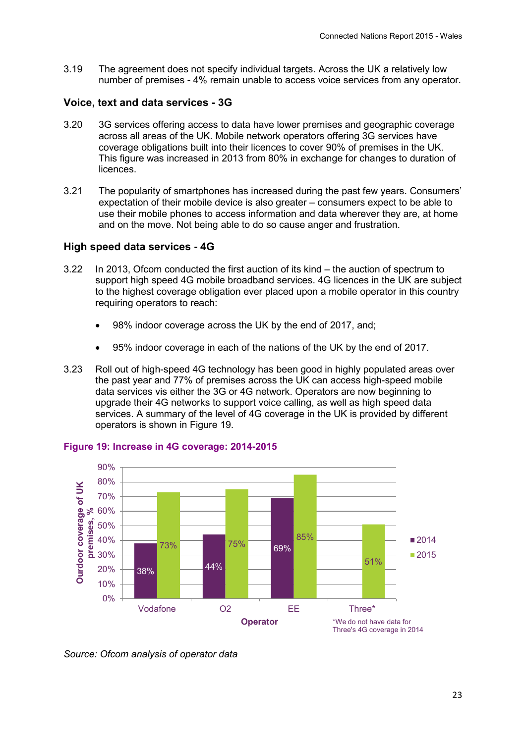3.19 The agreement does not specify individual targets. Across the UK a relatively low number of premises - 4% remain unable to access voice services from any operator.

### Voice, text and data services - 3G

3.20 3G services offering access to data have lower premises and geographic coverage across all areas of the UK. Mobile network operators offering 3G services have coverage obligations built into their licences to cover 90% of premises in the UK. This figure was increased in 2013 from 80% in exchange for changes to duration of licences.

3.21 The popularity of smartphones has increased during the past few years. Consumers' expectation of their mobile device is also greater – consumers expect to be able to use their mobile phones to access information and data wherever they are, at home and on the move. Not being able to do so cause anger and frustration.

### High speed data services - 4G

3.22 In 2013, Ofcom conducted the first auction of its kind – the auction of spectrum to support high speed 4G mobile broadband services. 4G licences in the UK are subject to the highest coverage obligation ever placed upon a mobile operator in this country requiring operators to reach:

- 98% indoor coverage across the UK by the end of 2017, and;
- 95% indoor coverage in each of the nations of the UK by the end of 2017.

3.23 Roll out of high-speed 4G technology has been good in highly populated areas over the past year and 77% of premises across the UK can access high-speed mobile data services vis either the 3G or 4G network. Operators are now beginning to upgrade their 4G networks to support voice calling, as well as high speed data services. A summary of the level of 4G coverage in the UK is provided by different operators is shown in Figure 19.

**Figure 19: Increase in 4G coverage: 2014-2015**

Outdoor coverage of UK premises, %

| Operator | 2014 | 2015 |
|---|---|---|
| Vodafone | 38% | 73% |
| O2 | 44% | 75% |
| EE | 69% | 85% |
| Three* | | 51% |

*We do not have data for Three's 4G coverage in 2014

*Source: Ofcom analysis of operator data*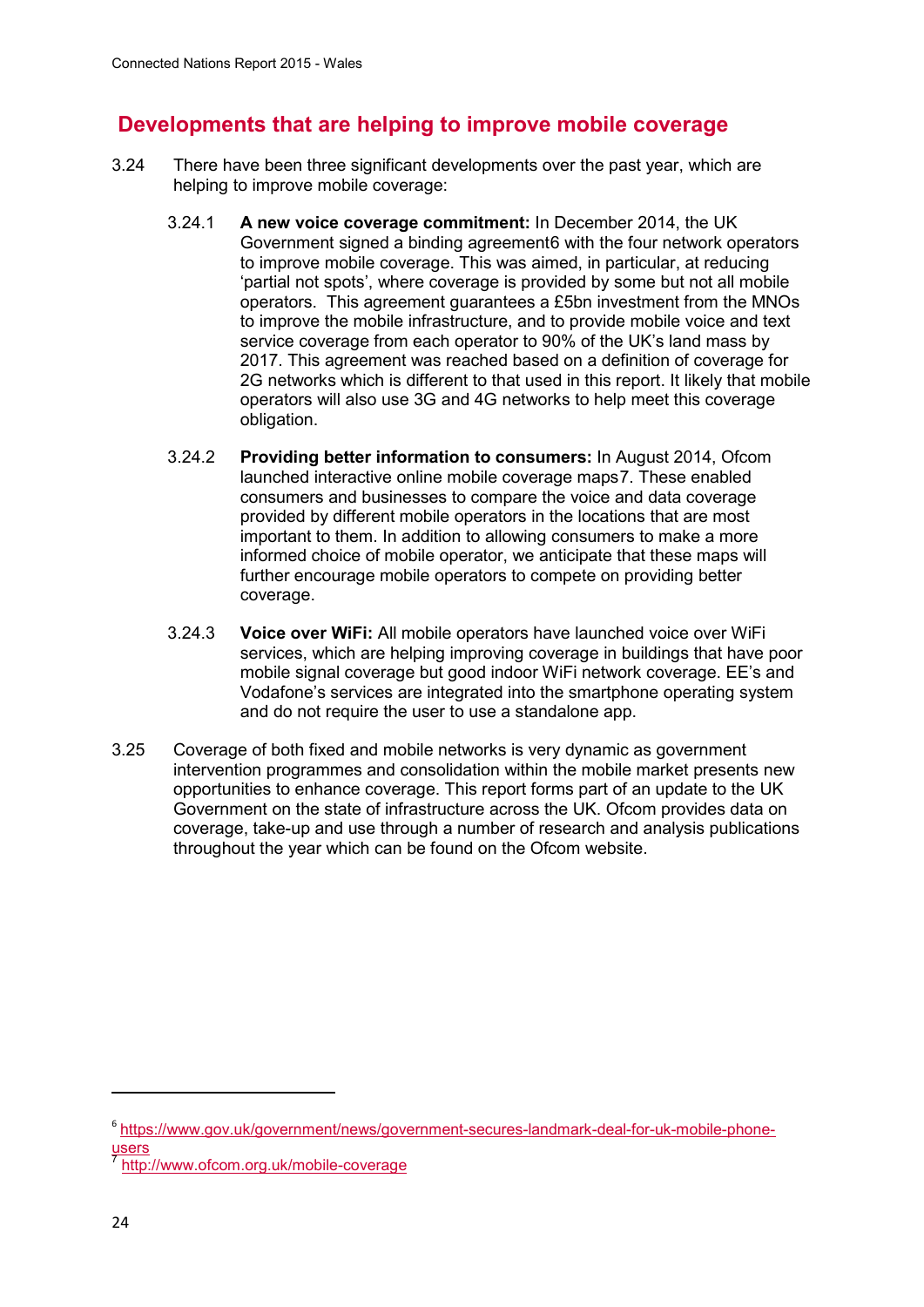## Developments that are helping to improve mobile coverage

3.24 There have been three significant developments over the past year, which are helping to improve mobile coverage:

3.24.1 **A new voice coverage commitment:** In December 2014, the UK Government signed a binding agreement[6] with the four network operators to improve mobile coverage. This was aimed, in particular, at reducing 'partial not spots', where coverage is provided by some but not all mobile operators. This agreement guarantees a £5bn investment from the MNOs to improve the mobile infrastructure, and to provide mobile voice and text service coverage from each operator to 90% of the UK's land mass by 2017. This agreement was reached based on a definition of coverage for 2G networks which is different to that used in this report. It likely that mobile operators will also use 3G and 4G networks to help meet this coverage obligation.

3.24.2 **Providing better information to consumers:** In August 2014, Ofcom launched interactive online mobile coverage maps[7]. These enabled consumers and businesses to compare the voice and data coverage provided by different mobile operators in the locations that are most important to them. In addition to allowing consumers to make a more informed choice of mobile operator, we anticipate that these maps will further encourage mobile operators to compete on providing better coverage.

3.24.3 **Voice over WiFi:** All mobile operators have launched voice over WiFi services, which are helping improving coverage in buildings that have poor mobile signal coverage but good indoor WiFi network coverage. EE's and Vodafone's services are integrated into the smartphone operating system and do not require the user to use a standalone app.

3.25 Coverage of both fixed and mobile networks is very dynamic as government intervention programmes and consolidation within the mobile market presents new opportunities to enhance coverage. This report forms part of an update to the UK Government on the state of infrastructure across the UK. Ofcom provides data on coverage, take-up and use through a number of research and analysis publications throughout the year which can be found on the Ofcom website.

---

[6] https://www.gov.uk/government/news/government-secures-landmark-deal-for-uk-mobile-phone-users

[7] http://www.ofcom.org.uk/mobile-coverage